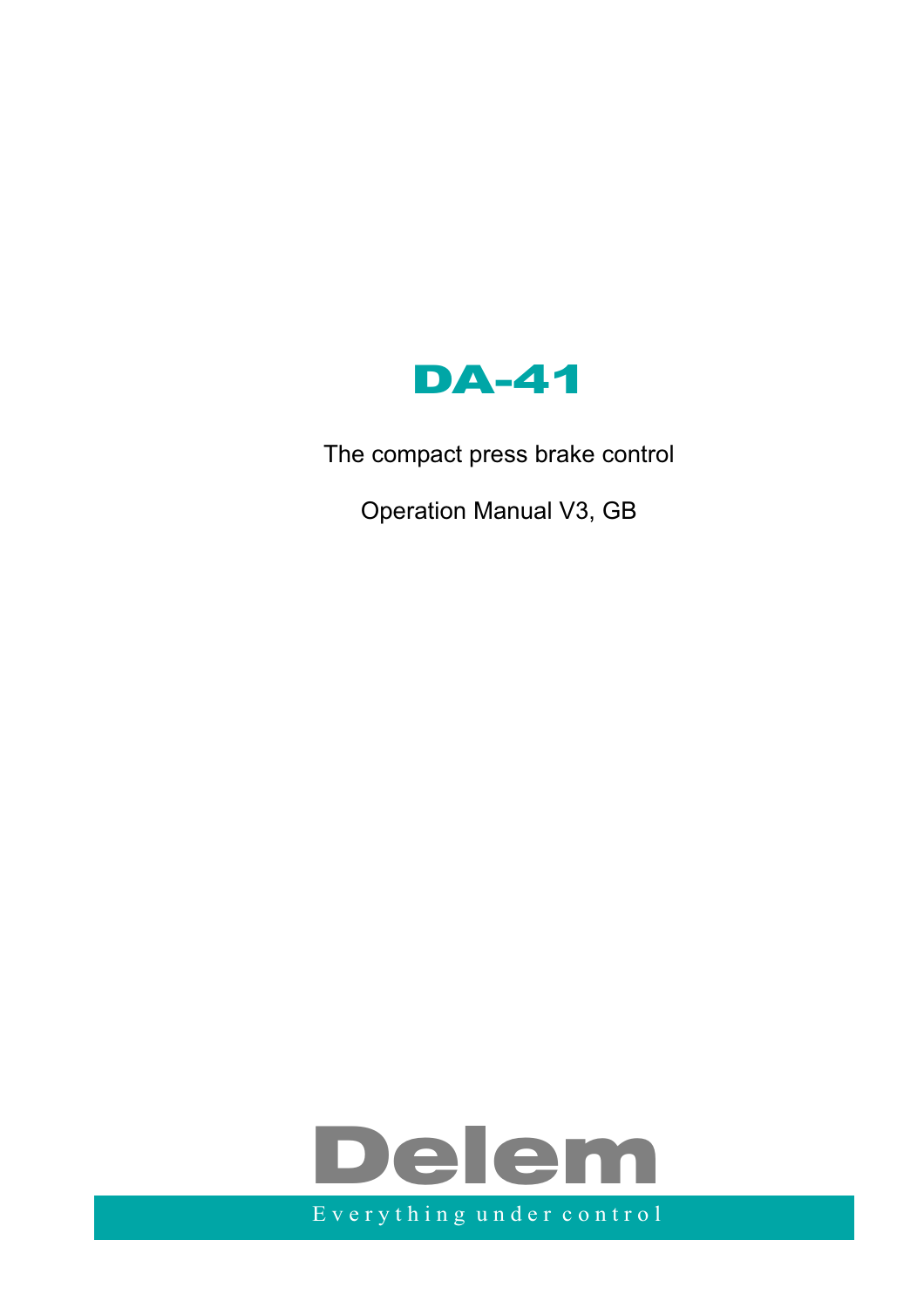# DA-41

The compact press brake control

Operation Manual V3, GB

Delem

Everything under control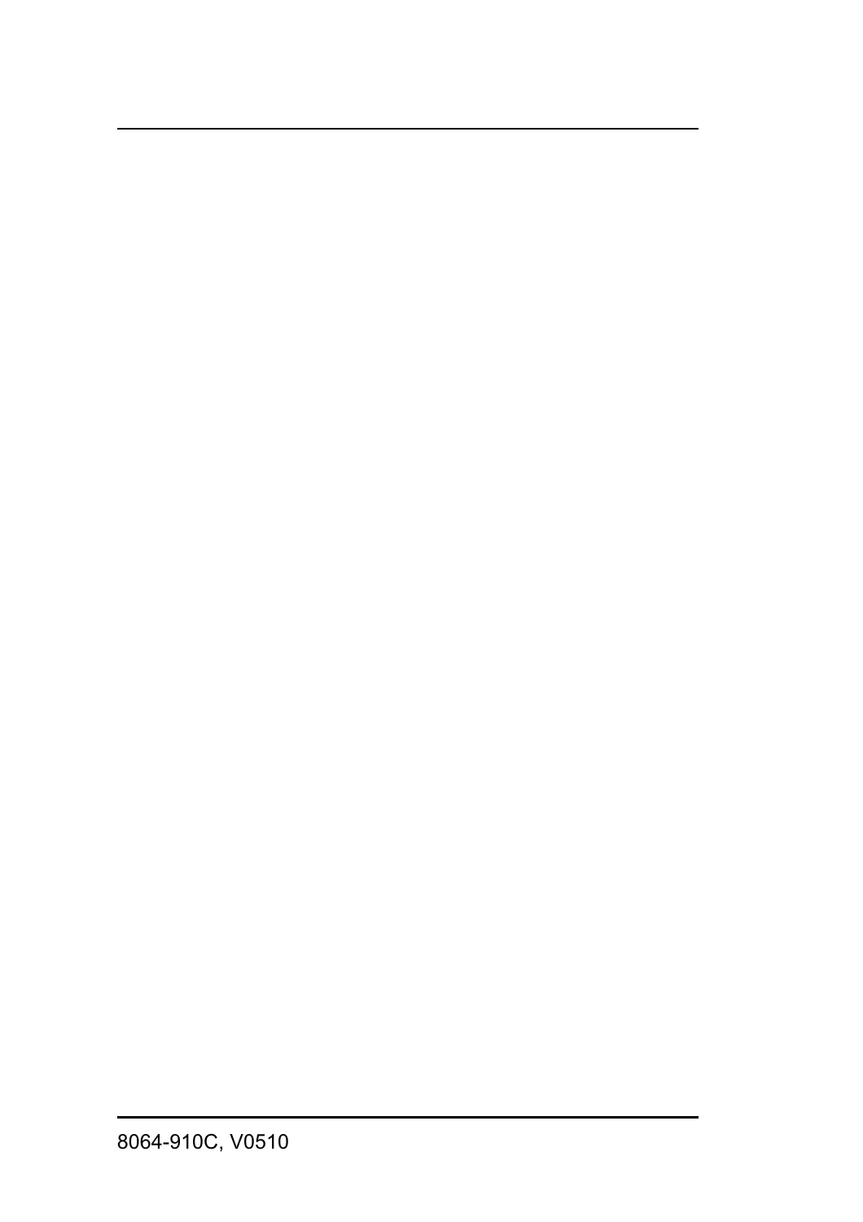8064-910C, V0510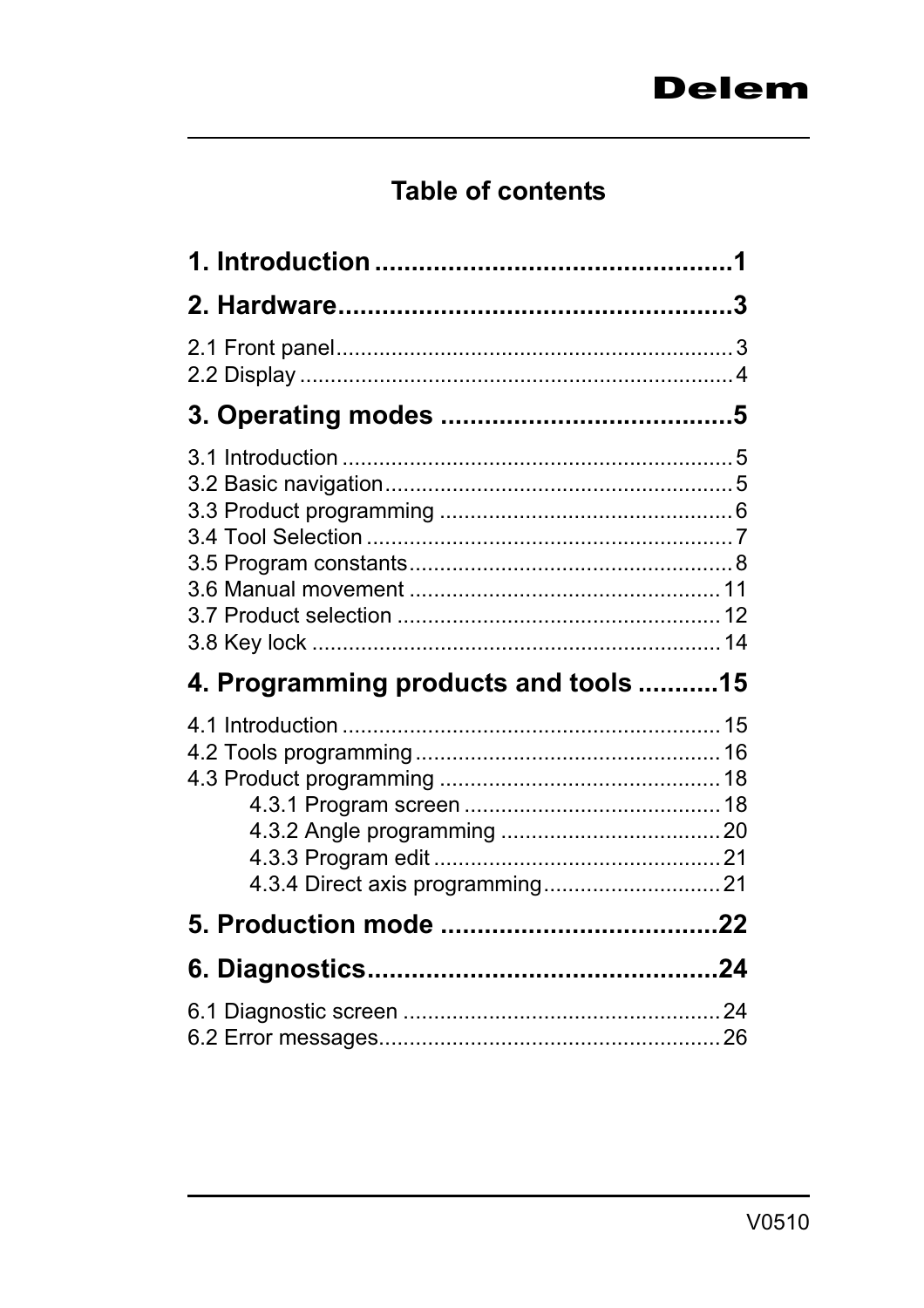# Table of contents

**1. Introduction ................................................1**

**2. Hardware....................................................3**

2.1 Front panel...............................................................3
2.2 Display ......................................................................4

**3. Operating modes .......................................5**

3.1 Introduction ...............................................................5
3.2 Basic navigation.........................................................5
3.3 Product programming ...............................................6
3.4 Tool Selection ...........................................................7
3.5 Program constants....................................................8
3.6 Manual movement ..................................................11
3.7 Product selection .....................................................12
3.8 Key lock ..................................................................14

**4. Programming products and tools ...........15**

4.1 Introduction .............................................................15
4.2 Tools programming .................................................16
4.3 Product programming .............................................18
- 4.3.1 Program screen ..........................................18
- 4.3.2 Angle programming ....................................20
- 4.3.3 Program edit ...............................................21
- 4.3.4 Direct axis programming.............................21

**5. Production mode ......................................22**

**6. Diagnostics................................................24**

6.1 Diagnostic screen ...................................................24
6.2 Error messages.......................................................26

V0510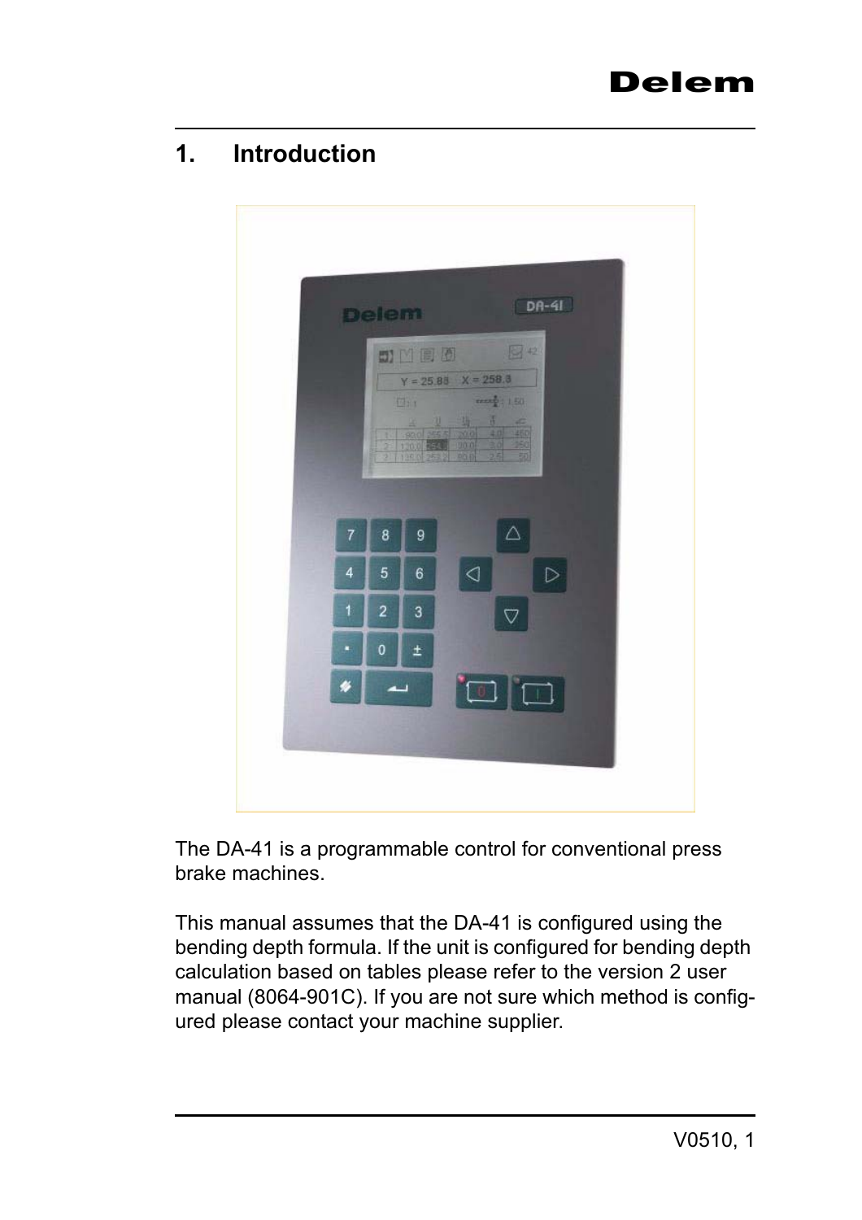# 1. Introduction

The DA-41 is a programmable control for conventional press brake machines.

This manual assumes that the DA-41 is configured using the bending depth formula. If the unit is configured for bending depth calculation based on tables please refer to the version 2 user manual (8064-901C). If you are not sure which method is configured please contact your machine supplier.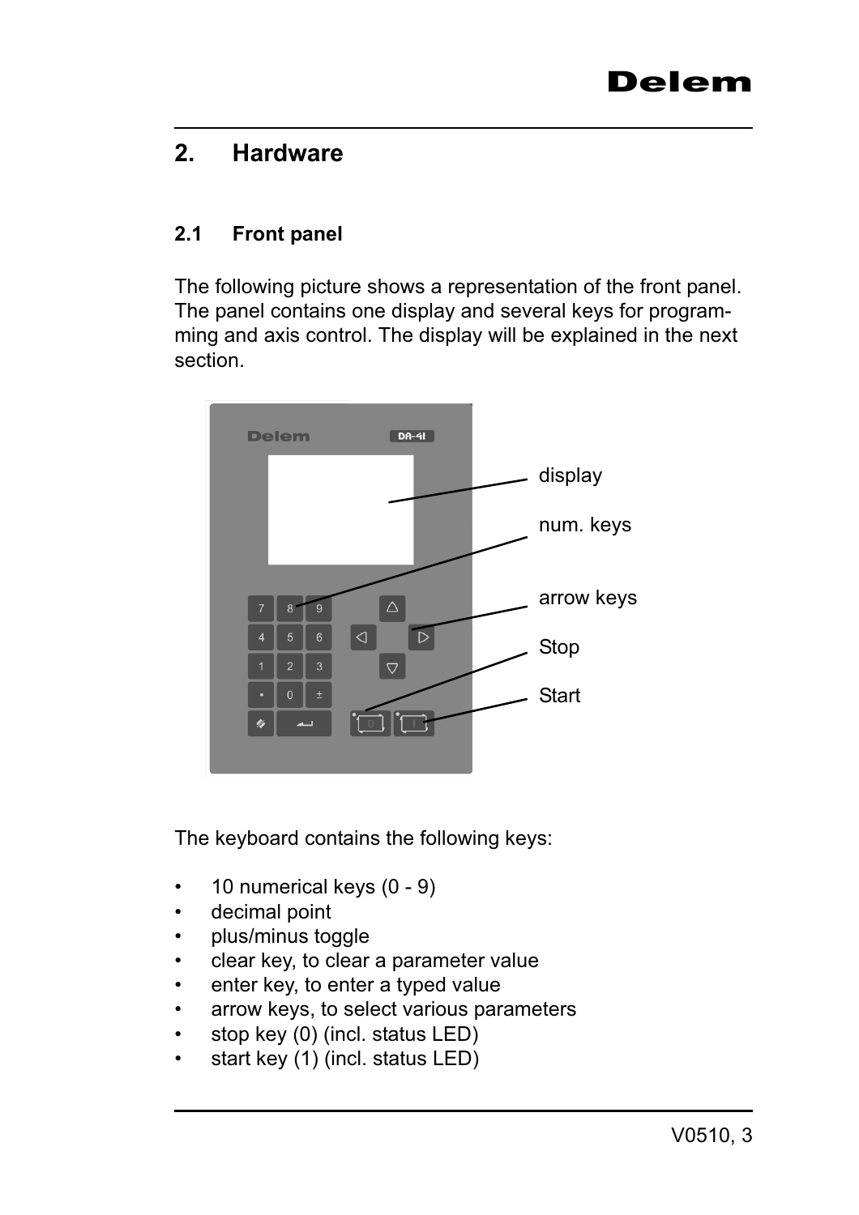# 2. Hardware

## 2.1 Front panel

The following picture shows a representation of the front panel. The panel contains one display and several keys for programming and axis control. The display will be explained in the next section.

The keyboard contains the following keys:

- 10 numerical keys (0 - 9)
- decimal point
- plus/minus toggle
- clear key, to clear a parameter value
- enter key, to enter a typed value
- arrow keys, to select various parameters
- stop key (0) (incl. status LED)
- start key (1) (incl. status LED)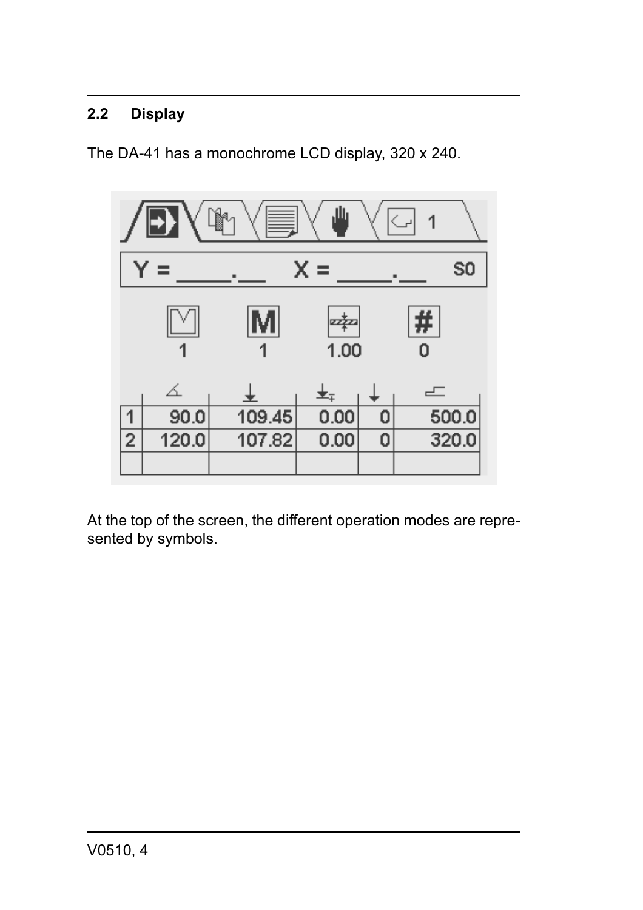## 2.2 Display

The DA-41 has a monochrome LCD display, 320 x 240.

At the top of the screen, the different operation modes are represented by symbols.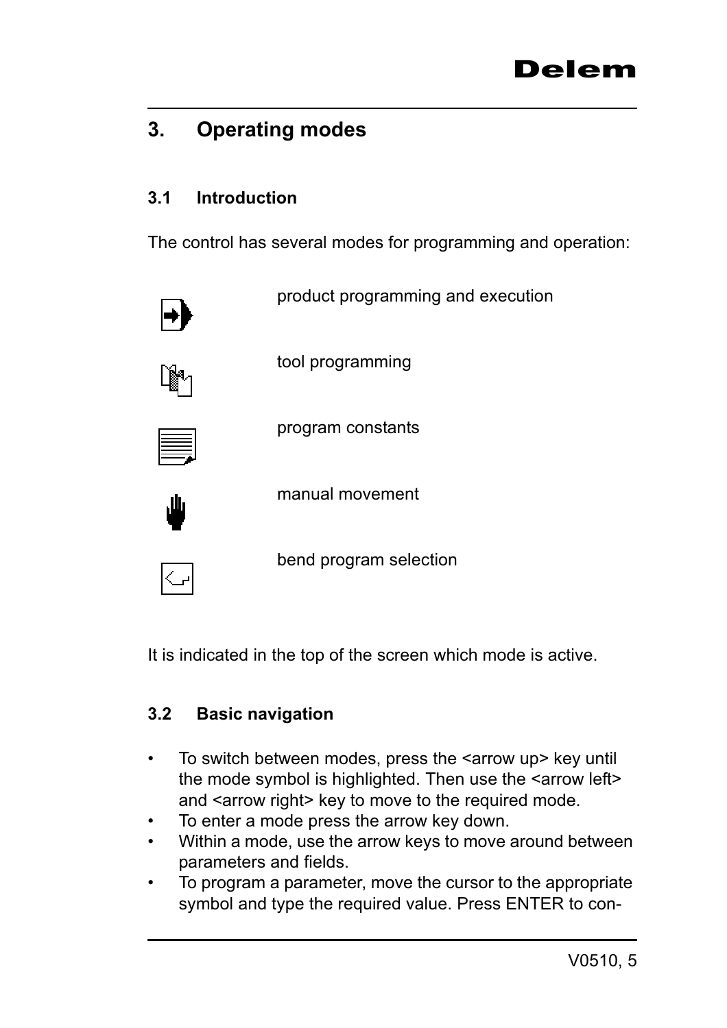# 3. Operating modes

## 3.1 Introduction

The control has several modes for programming and operation:

| | |
|---|---|
| | product programming and execution |
| | tool programming |
| | program constants |
| | manual movement |
| | bend program selection |

It is indicated in the top of the screen which mode is active.

## 3.2 Basic navigation

- To switch between modes, press the <arrow up> key until the mode symbol is highlighted. Then use the <arrow left> and <arrow right> key to move to the required mode.
- To enter a mode press the arrow key down.
- Within a mode, use the arrow keys to move around between parameters and fields.
- To program a parameter, move the cursor to the appropriate symbol and type the required value. Press ENTER to con-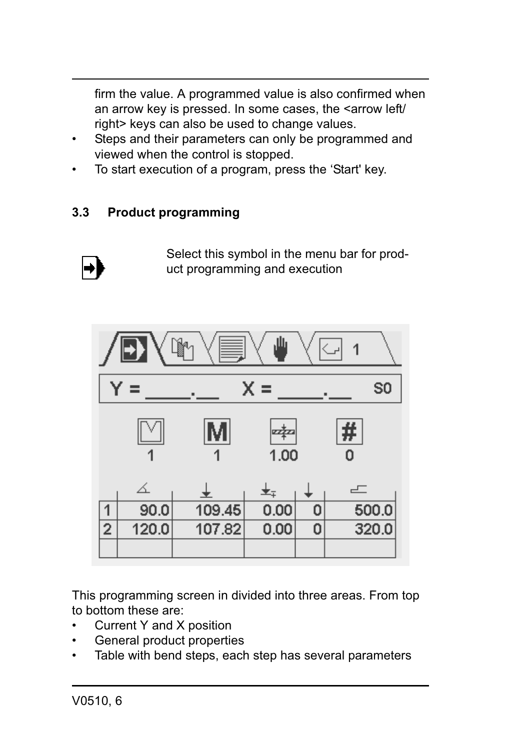firm the value. A programmed value is also confirmed when an arrow key is pressed. In some cases, the <arrow left/right> keys can also be used to change values.

- Steps and their parameters can only be programmed and viewed when the control is stopped.
- To start execution of a program, press the ‘Start' key.

### 3.3 Product programming

Select this symbol in the menu bar for product programming and execution

Y = ____.__ X = ____.__ S0

| | M | | # |
|---|---|---|---|
| 1 | 1 | 1.00 | 0 |

| | | | | | |
|---|---|---|---|---|---|
| 1 | 90.0 | 109.45 | 0.00 | 0 | 500.0 |
| 2 | 120.0 | 107.82 | 0.00 | 0 | 320.0 |
| | | | | | |

This programming screen in divided into three areas. From top to bottom these are:

- Current Y and X position
- General product properties
- Table with bend steps, each step has several parameters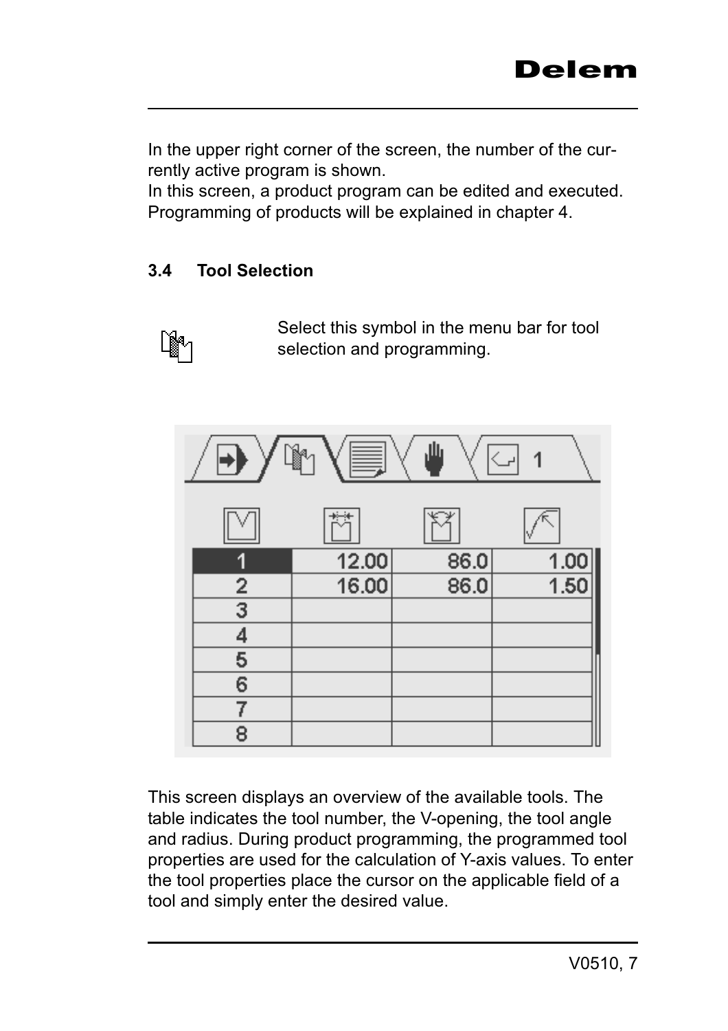In the upper right corner of the screen, the number of the currently active program is shown.
In this screen, a product program can be edited and executed. Programming of products will be explained in chapter 4.

### 3.4 Tool Selection

Select this symbol in the menu bar for tool selection and programming.

| | | | |
|---|---|---|---|
| 1 | 12.00 | 86.0 | 1.00 |
| 2 | 16.00 | 86.0 | 1.50 |
| 3 | | | |
| 4 | | | |
| 5 | | | |
| 6 | | | |
| 7 | | | |
| 8 | | | |

This screen displays an overview of the available tools. The table indicates the tool number, the V-opening, the tool angle and radius. During product programming, the programmed tool properties are used for the calculation of Y-axis values. To enter the tool properties place the cursor on the applicable field of a tool and simply enter the desired value.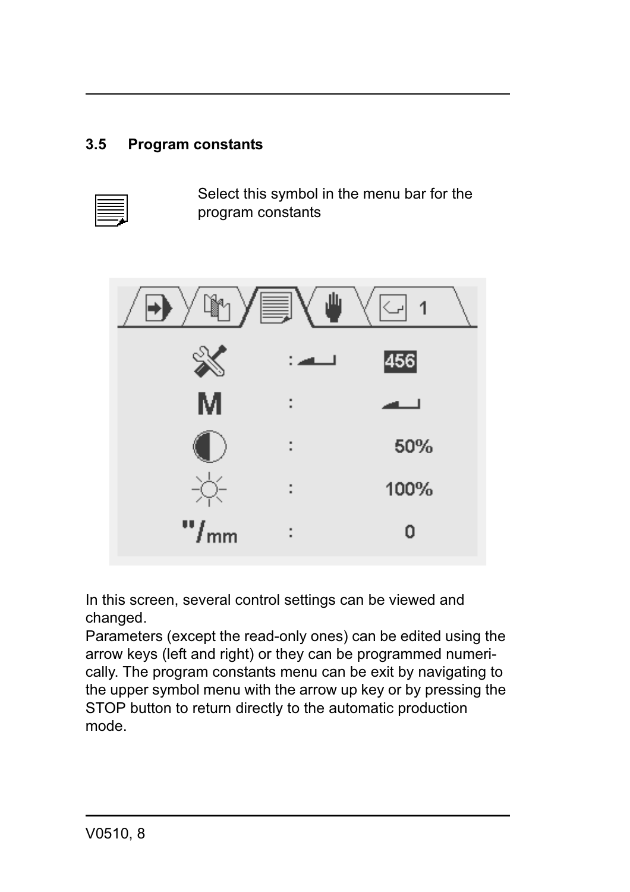## 3.5 Program constants

Select this symbol in the menu bar for the program constants

In this screen, several control settings can be viewed and changed.
Parameters (except the read-only ones) can be edited using the arrow keys (left and right) or they can be programmed numerically. The program constants menu can be exit by navigating to the upper symbol menu with the arrow up key or by pressing the STOP button to return directly to the automatic production mode.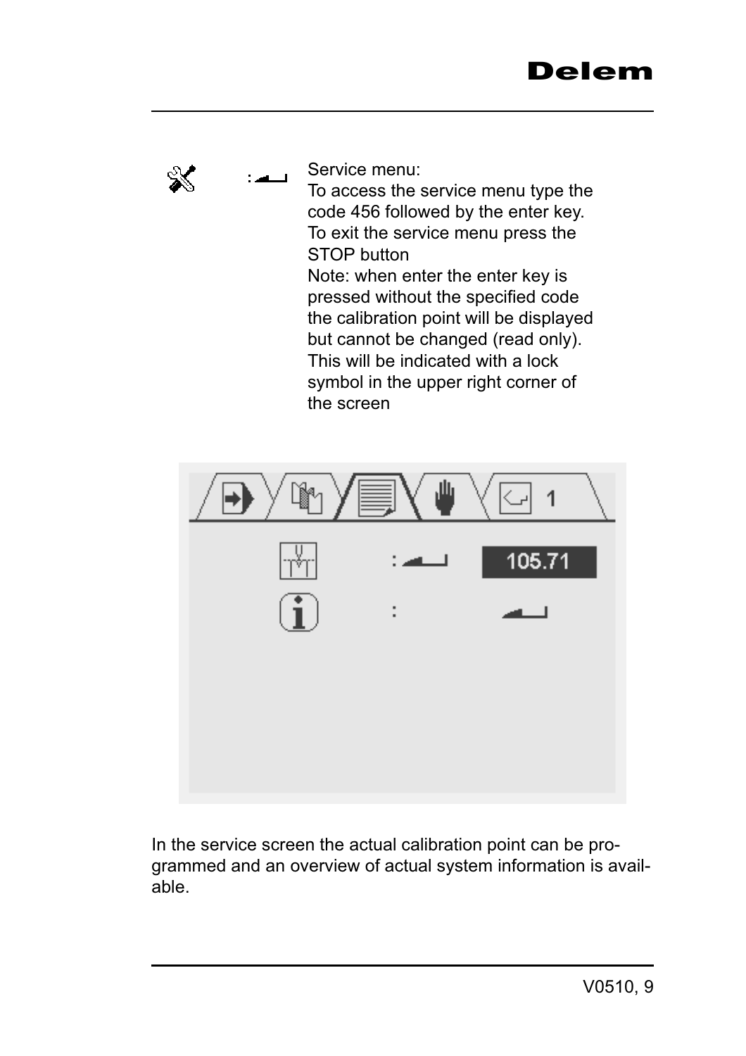Service menu:
To access the service menu type the code 456 followed by the enter key.
To exit the service menu press the STOP button
Note: when enter the enter key is pressed without the specified code the calibration point will be displayed but cannot be changed (read only). This will be indicated with a lock symbol in the upper right corner of the screen

In the service screen the actual calibration point can be programmed and an overview of actual system information is available.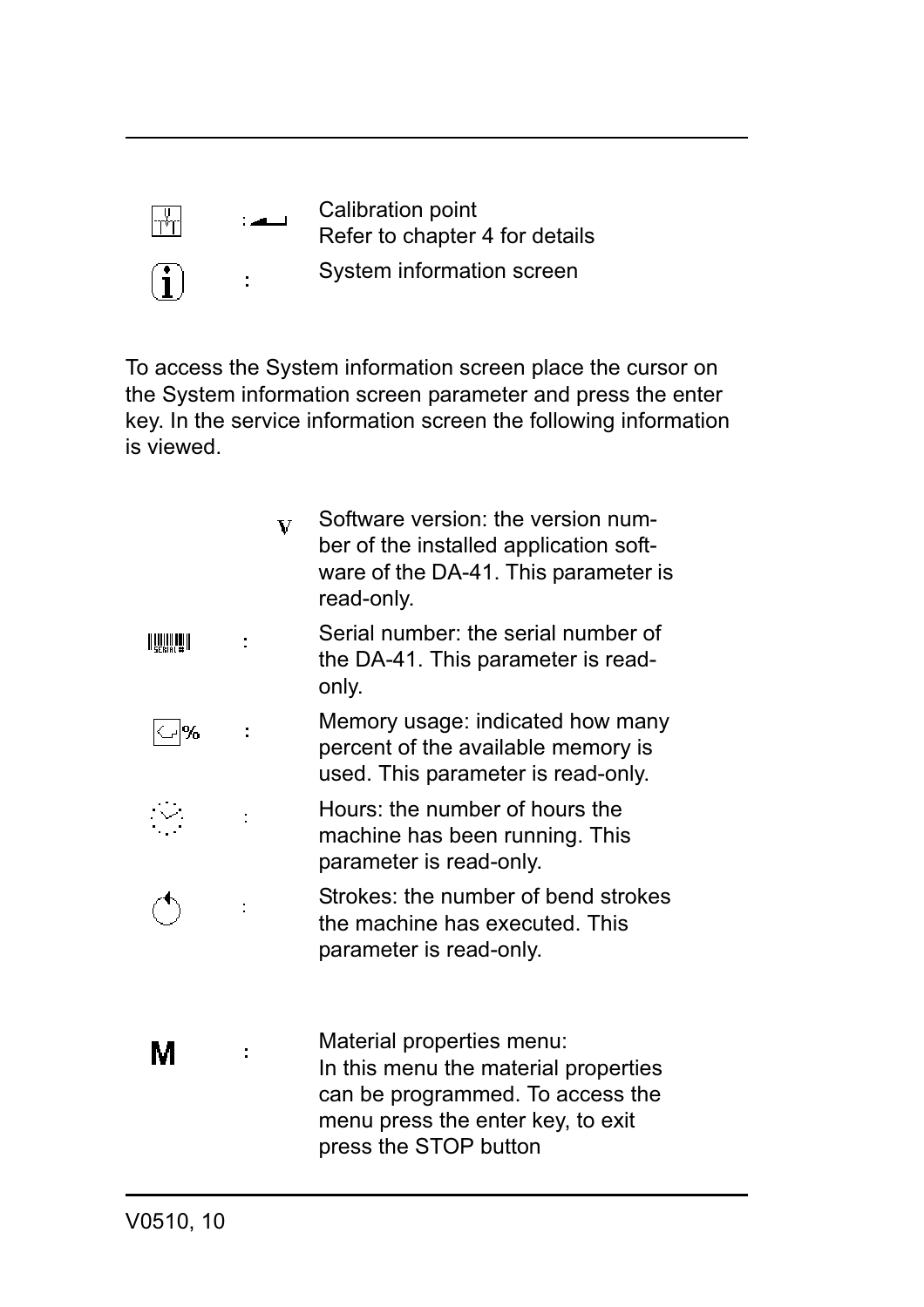: Calibration point
Refer to chapter 4 for details

: System information screen

To access the System information screen place the cursor on the System information screen parameter and press the enter key. In the service information screen the following information is viewed.

V Software version: the version number of the installed application software of the DA-41. This parameter is read-only.

: Serial number: the serial number of the DA-41. This parameter is read-only.

: Memory usage: indicated how many percent of the available memory is used. This parameter is read-only.

: Hours: the number of hours the machine has been running. This parameter is read-only.

: Strokes: the number of bend strokes the machine has executed. This parameter is read-only.

M : Material properties menu:
In this menu the material properties can be programmed. To access the menu press the enter key, to exit press the STOP button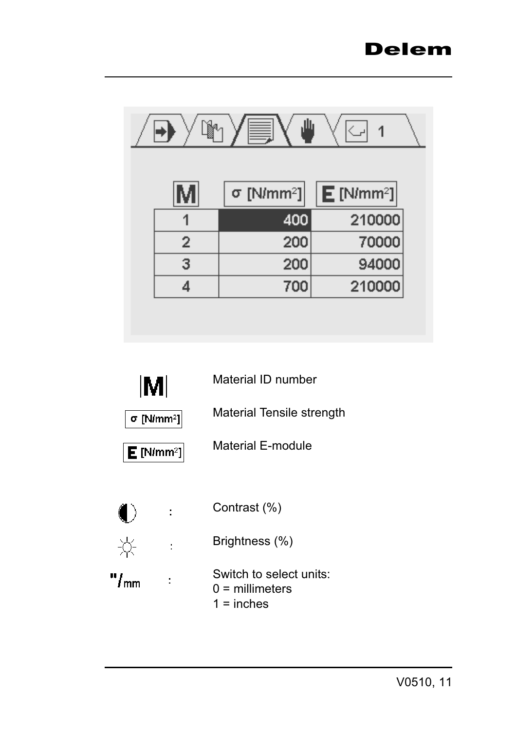| M | σ [N/mm²] | E [N/mm²] |
|---|---|---|
| 1 | 400 | 210000 |
| 2 | 200 | 70000 |
| 3 | 200 | 94000 |
| 4 | 700 | 210000 |

| | |
|---|---|
| **M** | Material ID number |
| σ [N/mm²] | Material Tensile strength |
| **E** [N/mm²] | Material E-module |

| | |
|---|---|
| ◐ : | Contrast (%) |
| ☼ : | Brightness (%) |
| "/mm : | Switch to select units:<br>0 = millimeters<br>1 = inches |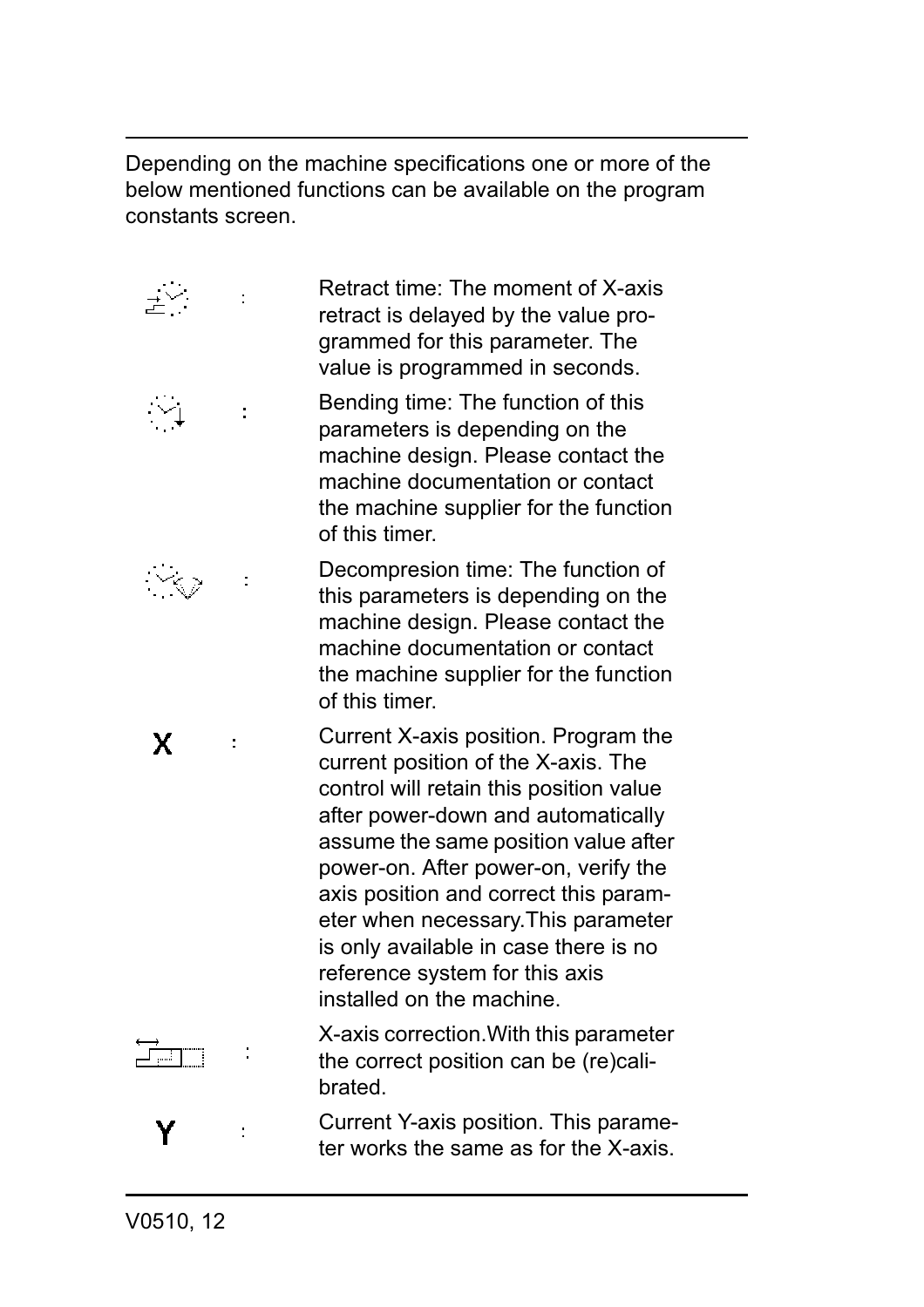Depending on the machine specifications one or more of the below mentioned functions can be available on the program constants screen.

| | |
|---|---|
| : | Retract time: The moment of X-axis retract is delayed by the value programmed for this parameter. The value is programmed in seconds. |
| : | Bending time: The function of this parameters is depending on the machine design. Please contact the machine documentation or contact the machine supplier for the function of this timer. |
| : | Decompresion time: The function of this parameters is depending on the machine design. Please contact the machine documentation or contact the machine supplier for the function of this timer. |
| X : | Current X-axis position. Program the current position of the X-axis. The control will retain this position value after power-down and automatically assume the same position value after power-on. After power-on, verify the axis position and correct this parameter when necessary.This parameter is only available in case there is no reference system for this axis installed on the machine. |
| : | X-axis correction.With this parameter the correct position can be (re)calibrated. |
| Y : | Current Y-axis position. This parameter works the same as for the X-axis. |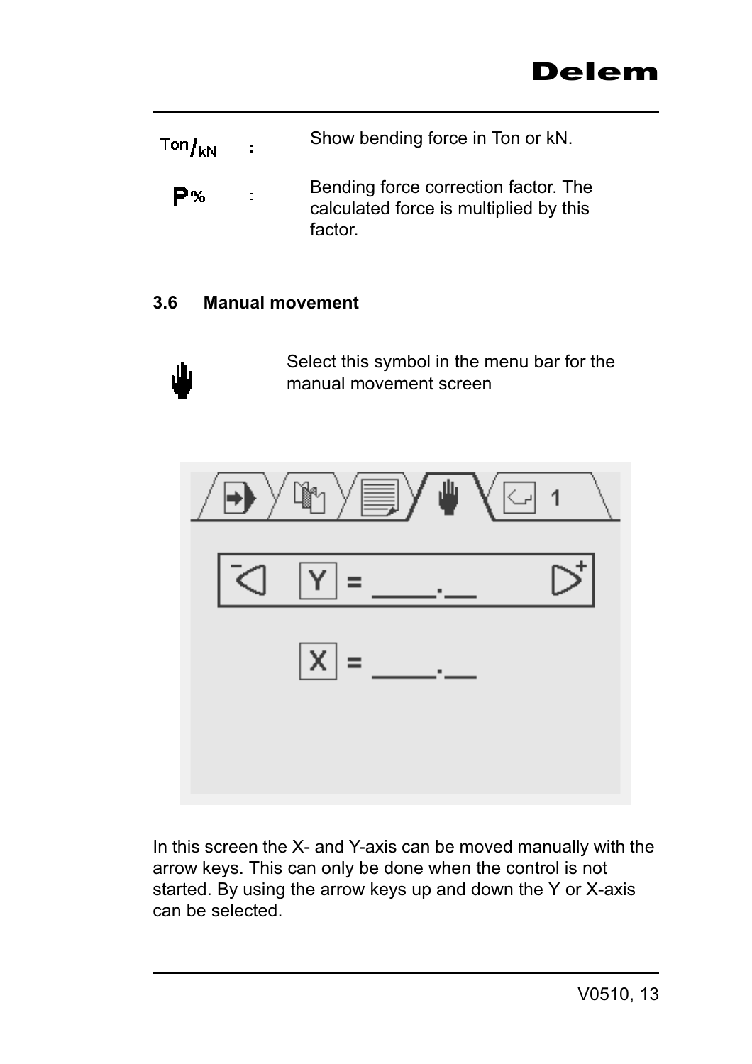| | | |
|---|---|---|
| Ton/kN | : | Show bending force in Ton or kN. |
| P% | : | Bending force correction factor. The calculated force is multiplied by this factor. |

### 3.6 Manual movement

Select this symbol in the menu bar for the manual movement screen

In this screen the X- and Y-axis can be moved manually with the arrow keys. This can only be done when the control is not started. By using the arrow keys up and down the Y or X-axis can be selected.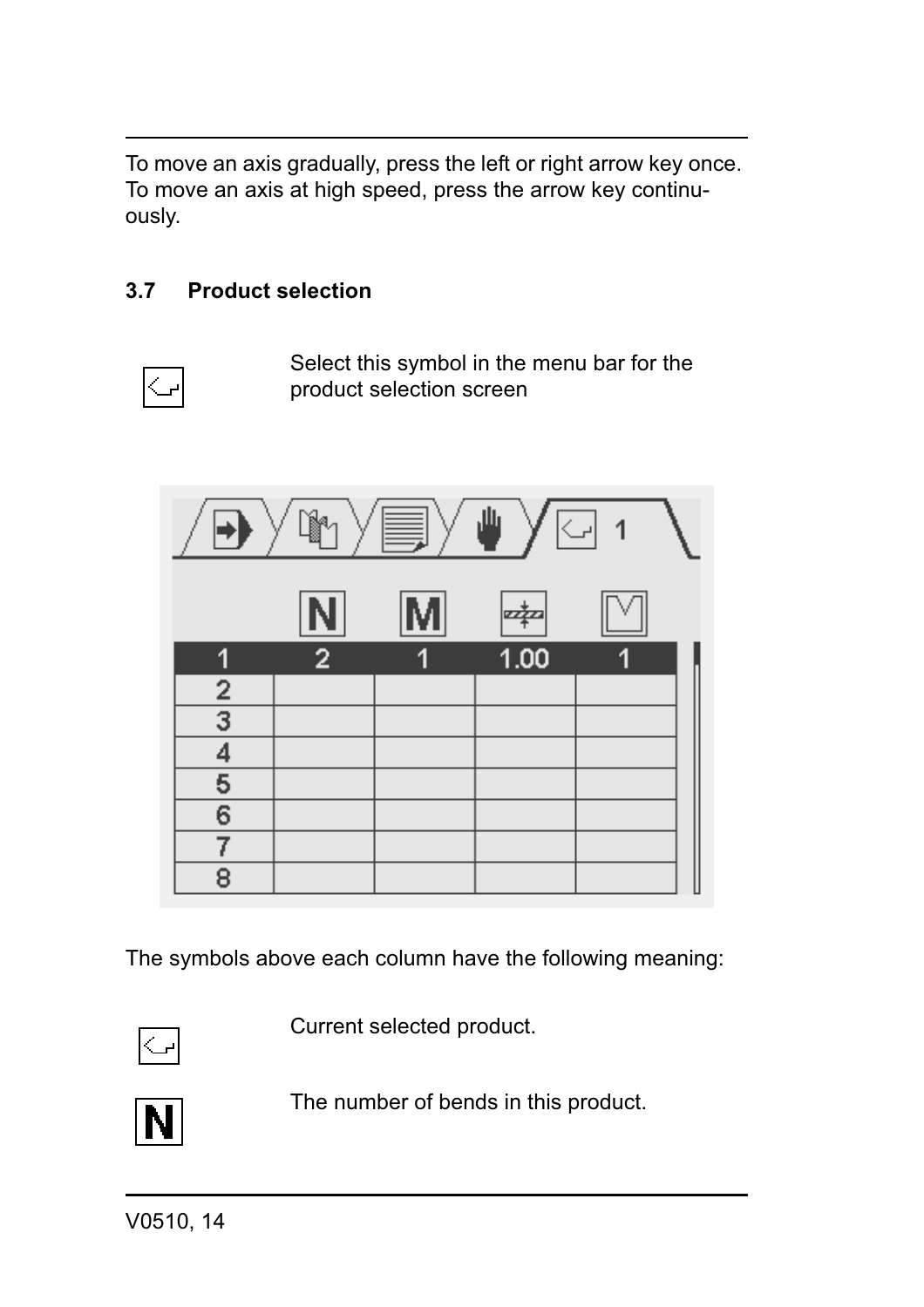To move an axis gradually, press the left or right arrow key once. To move an axis at high speed, press the arrow key continuously.

### 3.7 Product selection

Select this symbol in the menu bar for the product selection screen

| | N | M | | |
|---|---|---|---|---|
| 1 | 2 | 1 | 1.00 | 1 |
| 2 | | | | |
| 3 | | | | |
| 4 | | | | |
| 5 | | | | |
| 6 | | | | |
| 7 | | | | |
| 8 | | | | |

The symbols above each column have the following meaning:

Current selected product.

**N** The number of bends in this product.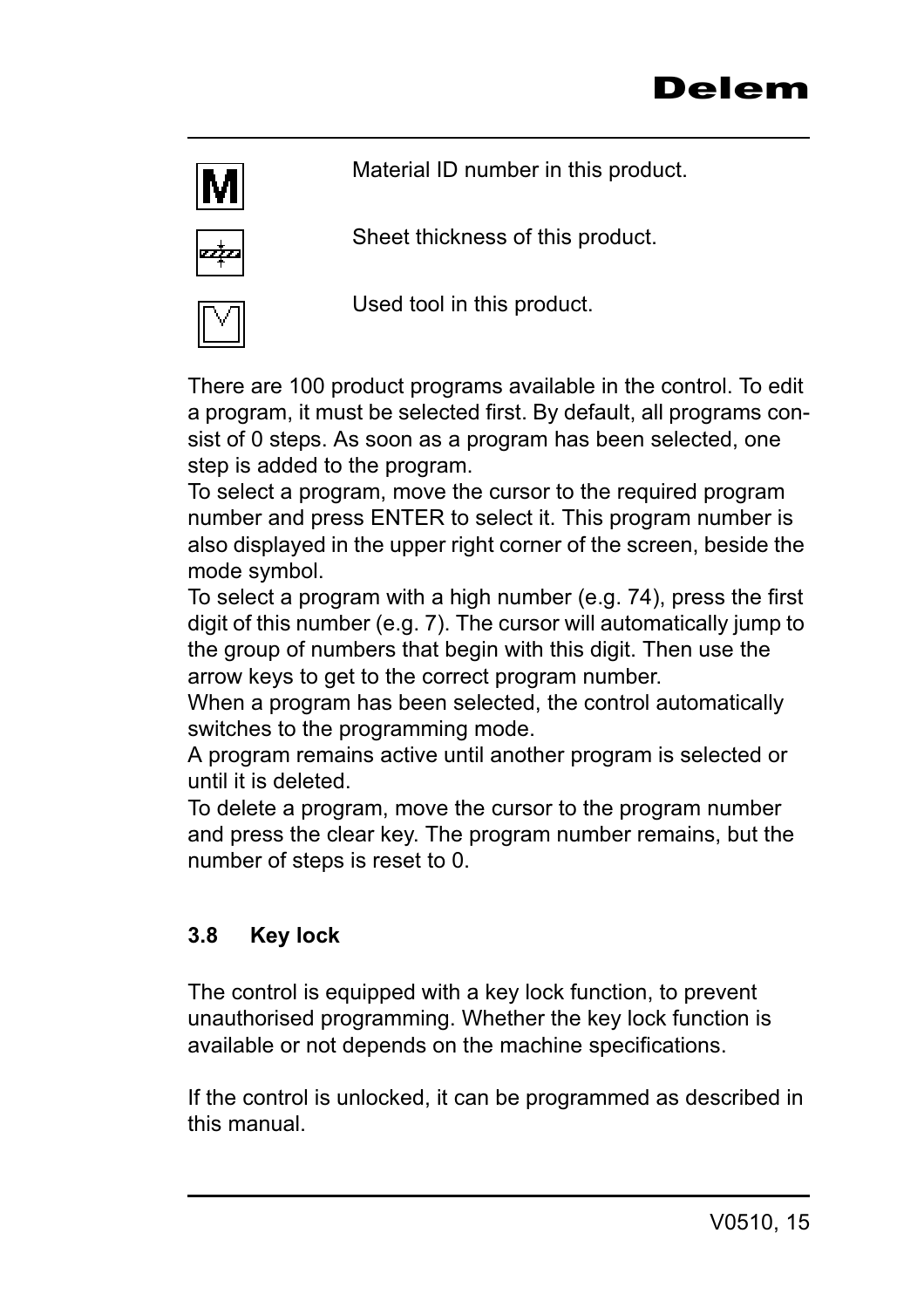Material ID number in this product.

Sheet thickness of this product.

Used tool in this product.

There are 100 product programs available in the control. To edit a program, it must be selected first. By default, all programs consist of 0 steps. As soon as a program has been selected, one step is added to the program.
To select a program, move the cursor to the required program number and press ENTER to select it. This program number is also displayed in the upper right corner of the screen, beside the mode symbol.
To select a program with a high number (e.g. 74), press the first digit of this number (e.g. 7). The cursor will automatically jump to the group of numbers that begin with this digit. Then use the arrow keys to get to the correct program number.
When a program has been selected, the control automatically switches to the programming mode.
A program remains active until another program is selected or until it is deleted.
To delete a program, move the cursor to the program number and press the clear key. The program number remains, but the number of steps is reset to 0.

### 3.8 Key lock

The control is equipped with a key lock function, to prevent unauthorised programming. Whether the key lock function is available or not depends on the machine specifications.

If the control is unlocked, it can be programmed as described in this manual.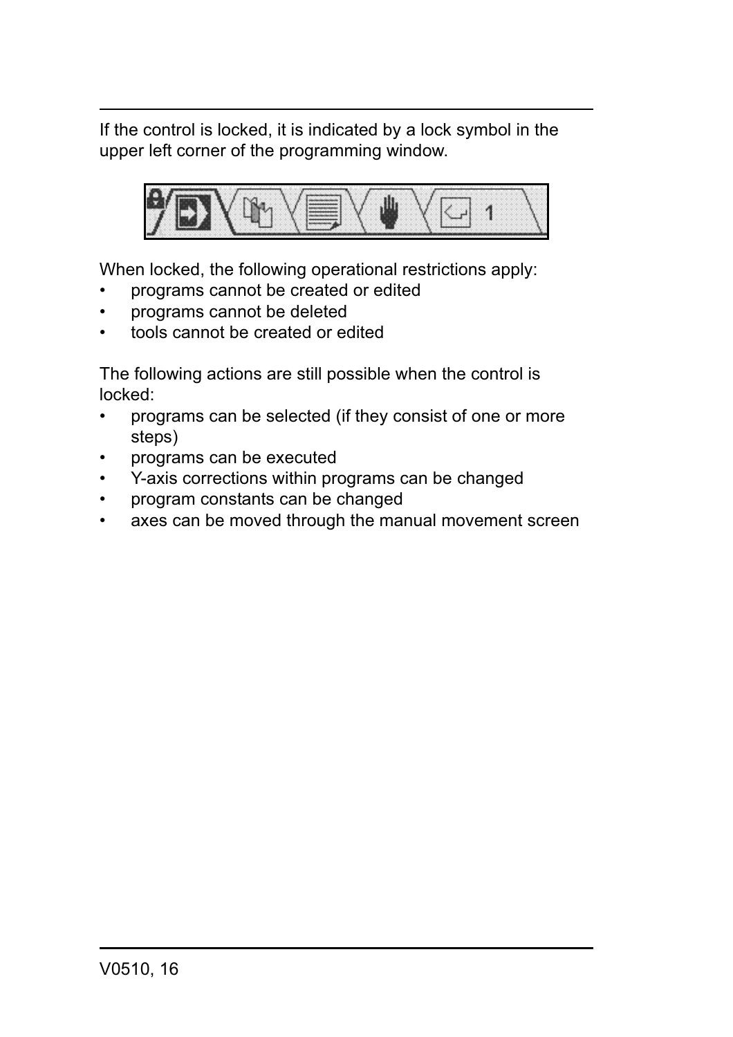If the control is locked, it is indicated by a lock symbol in the upper left corner of the programming window.

When locked, the following operational restrictions apply:

- programs cannot be created or edited
- programs cannot be deleted
- tools cannot be created or edited

The following actions are still possible when the control is locked:

- programs can be selected (if they consist of one or more steps)
- programs can be executed
- Y-axis corrections within programs can be changed
- program constants can be changed
- axes can be moved through the manual movement screen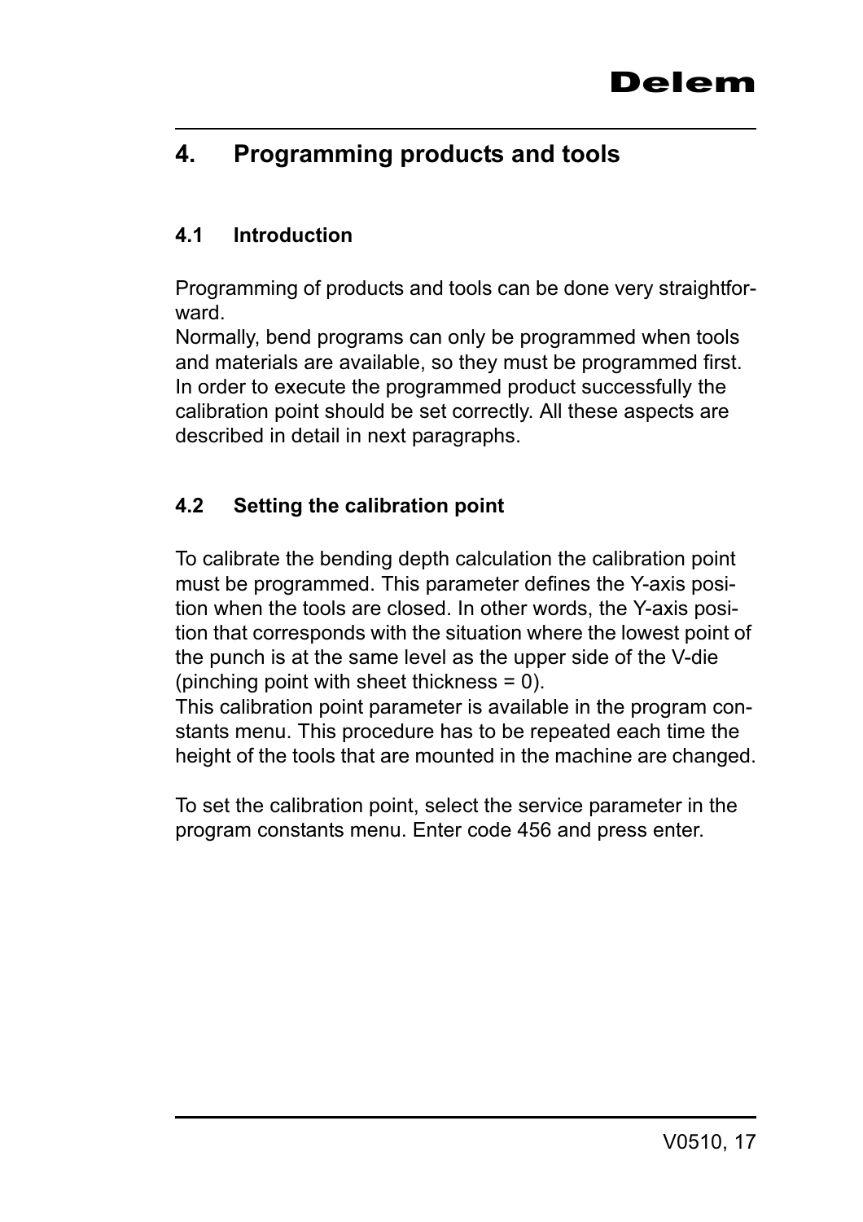# 4. Programming products and tools

## 4.1 Introduction

Programming of products and tools can be done very straightforward.
Normally, bend programs can only be programmed when tools and materials are available, so they must be programmed first.
In order to execute the programmed product successfully the calibration point should be set correctly. All these aspects are described in detail in next paragraphs.

## 4.2 Setting the calibration point

To calibrate the bending depth calculation the calibration point must be programmed. This parameter defines the Y-axis position when the tools are closed. In other words, the Y-axis position that corresponds with the situation where the lowest point of the punch is at the same level as the upper side of the V-die (pinching point with sheet thickness = 0).
This calibration point parameter is available in the program constants menu. This procedure has to be repeated each time the height of the tools that are mounted in the machine are changed.

To set the calibration point, select the service parameter in the program constants menu. Enter code 456 and press enter.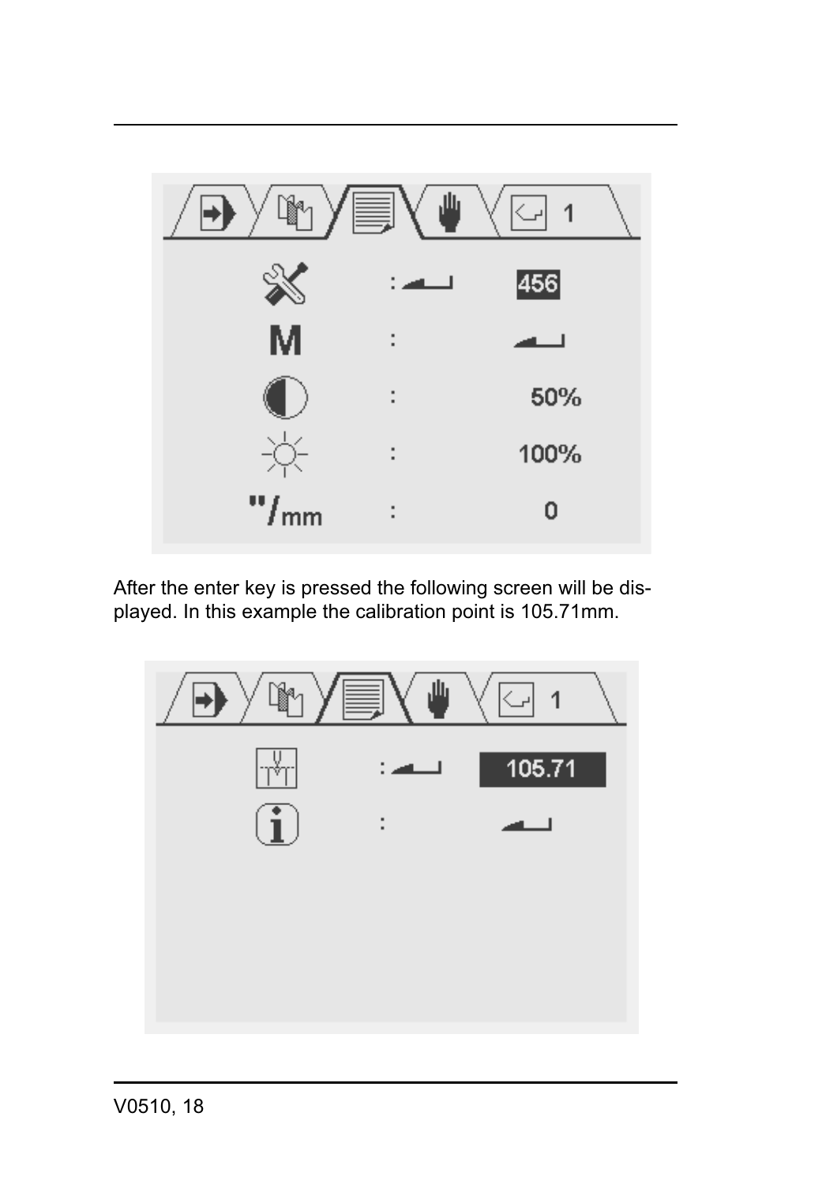After the enter key is pressed the following screen will be displayed. In this example the calibration point is 105.71mm.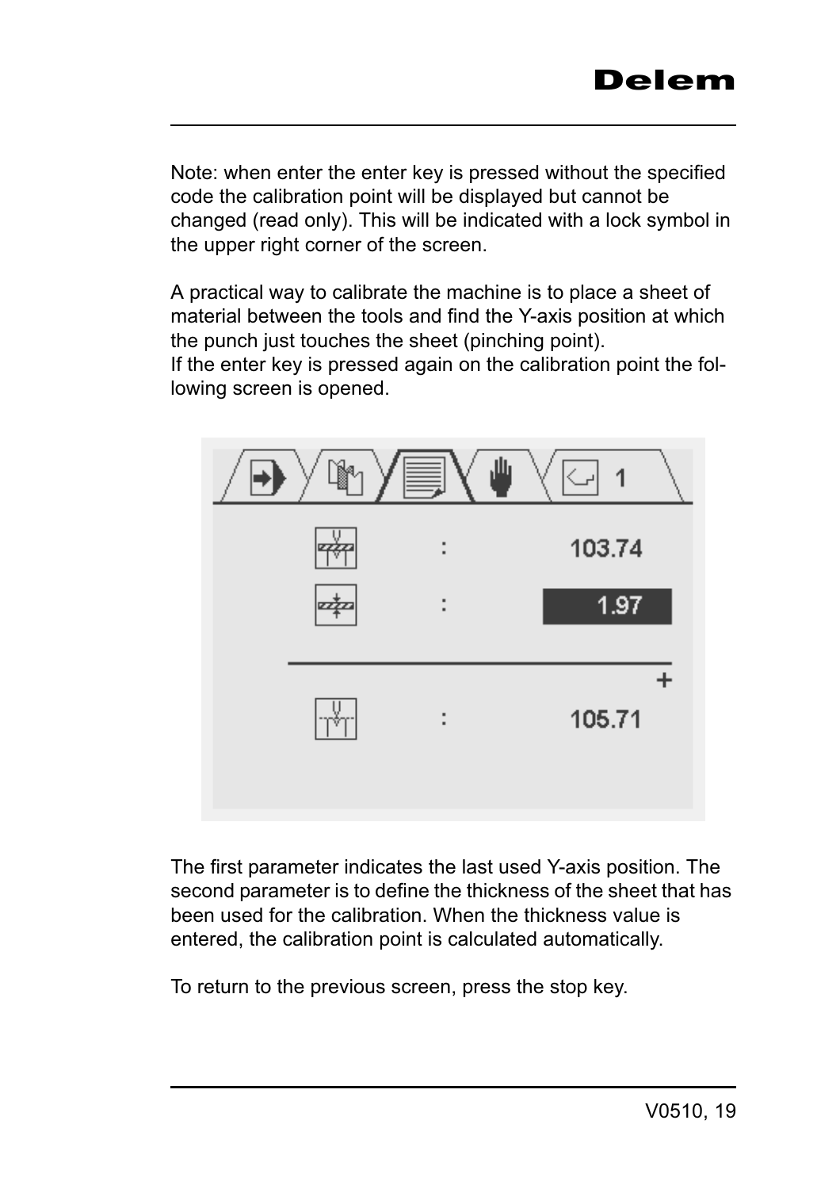Note: when enter the enter key is pressed without the specified code the calibration point will be displayed but cannot be changed (read only). This will be indicated with a lock symbol in the upper right corner of the screen.

A practical way to calibrate the machine is to place a sheet of material between the tools and find the Y-axis position at which the punch just touches the sheet (pinching point).
If the enter key is pressed again on the calibration point the following screen is opened.

The first parameter indicates the last used Y-axis position. The second parameter is to define the thickness of the sheet that has been used for the calibration. When the thickness value is entered, the calibration point is calculated automatically.

To return to the previous screen, press the stop key.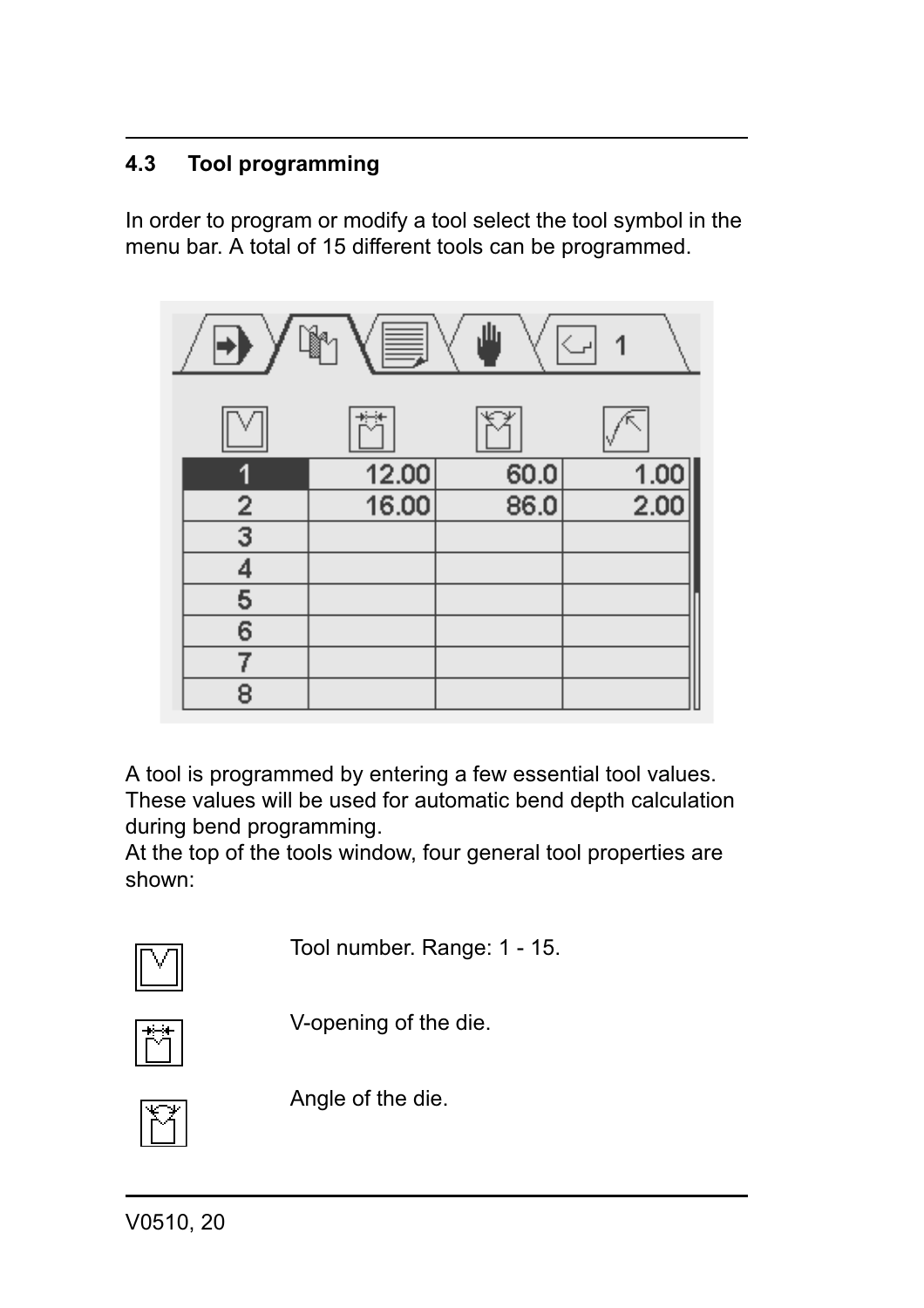## 4.3 Tool programming

In order to program or modify a tool select the tool symbol in the menu bar. A total of 15 different tools can be programmed.

| | | | |
|---|---|---|---|
| 1 | 12.00 | 60.0 | 1.00 |
| 2 | 16.00 | 86.0 | 2.00 |
| 3 | | | |
| 4 | | | |
| 5 | | | |
| 6 | | | |
| 7 | | | |
| 8 | | | |

A tool is programmed by entering a few essential tool values. These values will be used for automatic bend depth calculation during bend programming.
At the top of the tools window, four general tool properties are shown:

Tool number. Range: 1 - 15.

V-opening of the die.

Angle of the die.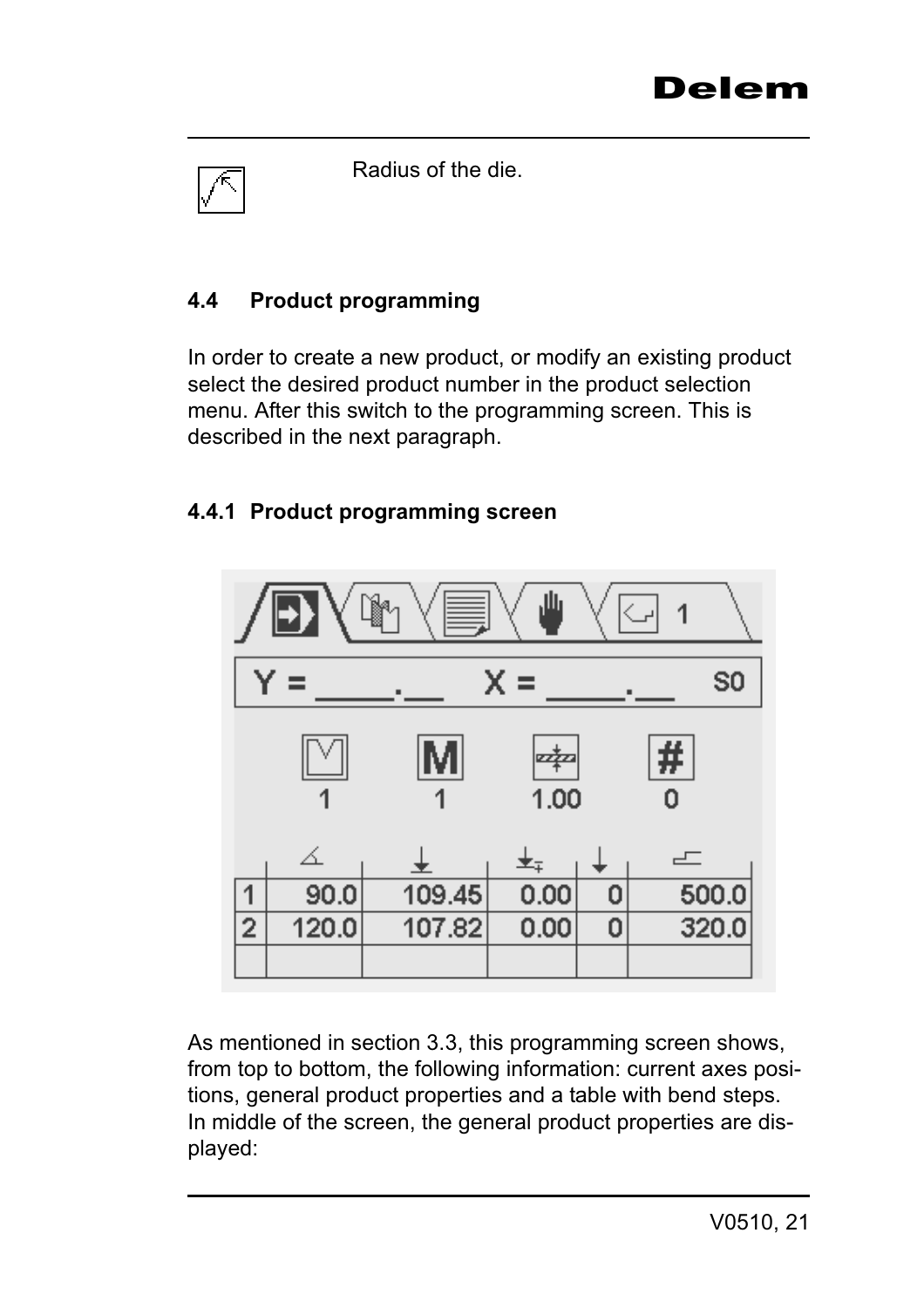Radius of the die.

### 4.4 Product programming

In order to create a new product, or modify an existing product select the desired product number in the product selection menu. After this switch to the programming screen. This is described in the next paragraph.

#### 4.4.1 Product programming screen

Y = ____.__ X = ____.__ S0

| 1 | 1 | 1.00 | 0 |
|---|---|---|---|

| | | | | | |
|---|---|---|---|---|---|
| 1 | 90.0 | 109.45 | 0.00 | 0 | 500.0 |
| 2 | 120.0 | 107.82 | 0.00 | 0 | 320.0 |
| | | | | | |

As mentioned in section 3.3, this programming screen shows, from top to bottom, the following information: current axes positions, general product properties and a table with bend steps. In middle of the screen, the general product properties are displayed: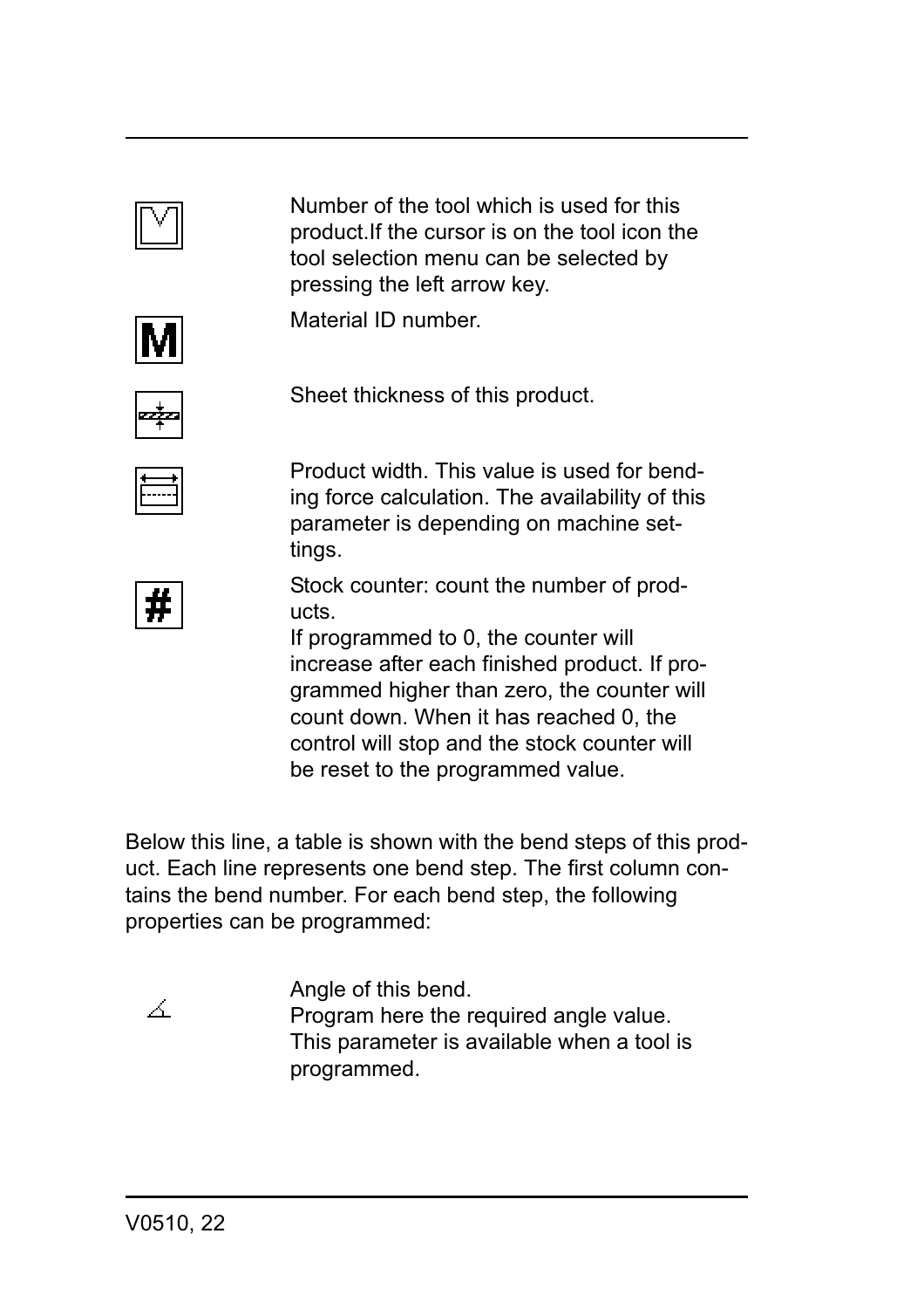Number of the tool which is used for this product.If the cursor is on the tool icon the tool selection menu can be selected by pressing the left arrow key.

Material ID number.

Sheet thickness of this product.

Product width. This value is used for bending force calculation. The availability of this parameter is depending on machine settings.

Stock counter: count the number of products.
If programmed to 0, the counter will increase after each finished product. If programmed higher than zero, the counter will count down. When it has reached 0, the control will stop and the stock counter will be reset to the programmed value.

Below this line, a table is shown with the bend steps of this product. Each line represents one bend step. The first column contains the bend number. For each bend step, the following properties can be programmed:

Angle of this bend.
Program here the required angle value.
This parameter is available when a tool is programmed.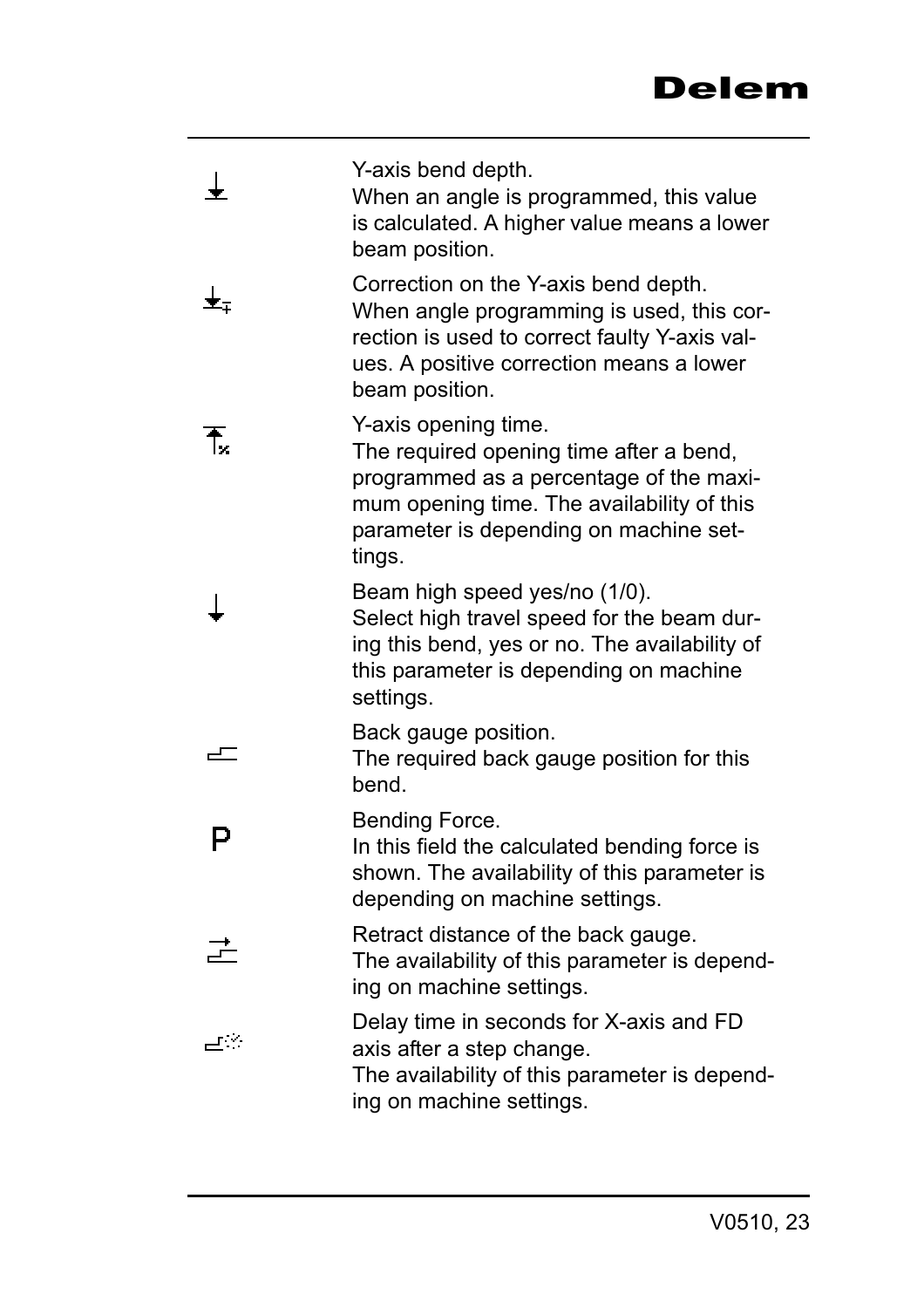Y-axis bend depth.
When an angle is programmed, this value is calculated. A higher value means a lower beam position.

Correction on the Y-axis bend depth.
When angle programming is used, this correction is used to correct faulty Y-axis values. A positive correction means a lower beam position.

Y-axis opening time.
The required opening time after a bend, programmed as a percentage of the maximum opening time. The availability of this parameter is depending on machine settings.

Beam high speed yes/no (1/0).
Select high travel speed for the beam during this bend, yes or no. The availability of this parameter is depending on machine settings.

Back gauge position.
The required back gauge position for this bend.

P

Bending Force.
In this field the calculated bending force is shown. The availability of this parameter is depending on machine settings.

Retract distance of the back gauge.
The availability of this parameter is depending on machine settings.

Delay time in seconds for X-axis and FD axis after a step change.
The availability of this parameter is depending on machine settings.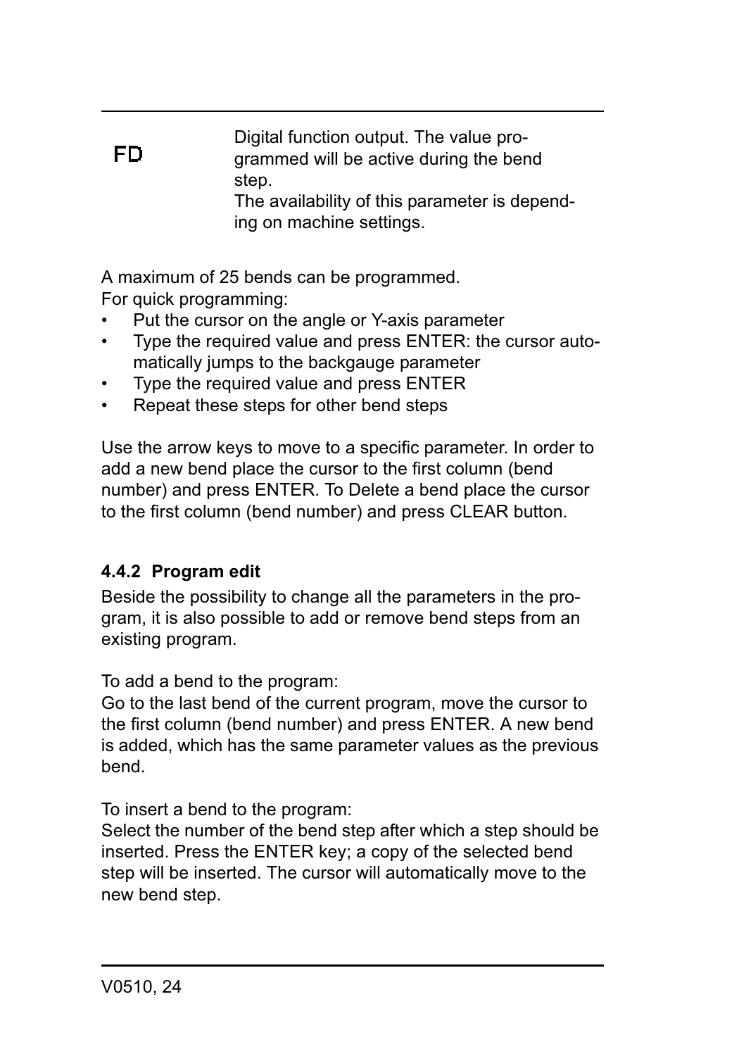| | |
|---|---|
| FD | Digital function output. The value programmed will be active during the bend step.<br>The availability of this parameter is depending on machine settings. |

A maximum of 25 bends can be programmed.
For quick programming:

- Put the cursor on the angle or Y-axis parameter
- Type the required value and press ENTER: the cursor automatically jumps to the backgauge parameter
- Type the required value and press ENTER
- Repeat these steps for other bend steps

Use the arrow keys to move to a specific parameter. In order to add a new bend place the cursor to the first column (bend number) and press ENTER. To Delete a bend place the cursor to the first column (bend number) and press CLEAR button.

### 4.4.2 Program edit

Beside the possibility to change all the parameters in the program, it is also possible to add or remove bend steps from an existing program.

To add a bend to the program:
Go to the last bend of the current program, move the cursor to the first column (bend number) and press ENTER. A new bend is added, which has the same parameter values as the previous bend.

To insert a bend to the program:
Select the number of the bend step after which a step should be inserted. Press the ENTER key; a copy of the selected bend step will be inserted. The cursor will automatically move to the new bend step.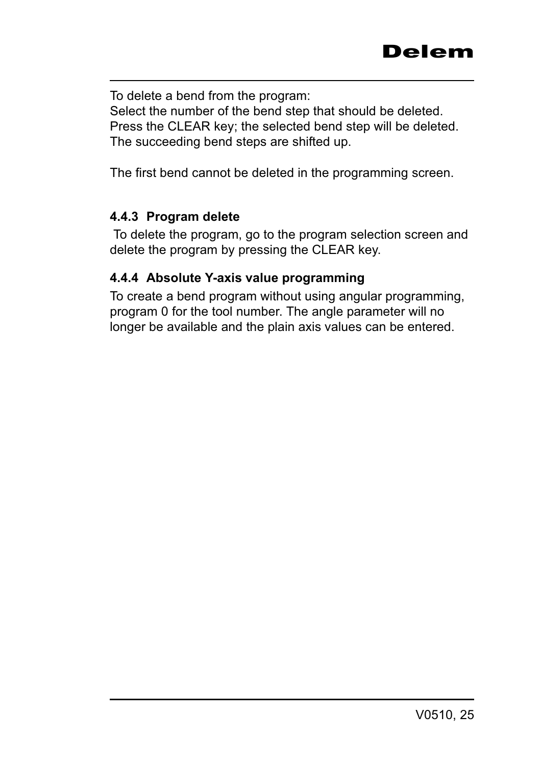To delete a bend from the program:
Select the number of the bend step that should be deleted.
Press the CLEAR key; the selected bend step will be deleted.
The succeeding bend steps are shifted up.

The first bend cannot be deleted in the programming screen.

### 4.4.3 Program delete

To delete the program, go to the program selection screen and delete the program by pressing the CLEAR key.

### 4.4.4 Absolute Y-axis value programming

To create a bend program without using angular programming, program 0 for the tool number. The angle parameter will no longer be available and the plain axis values can be entered.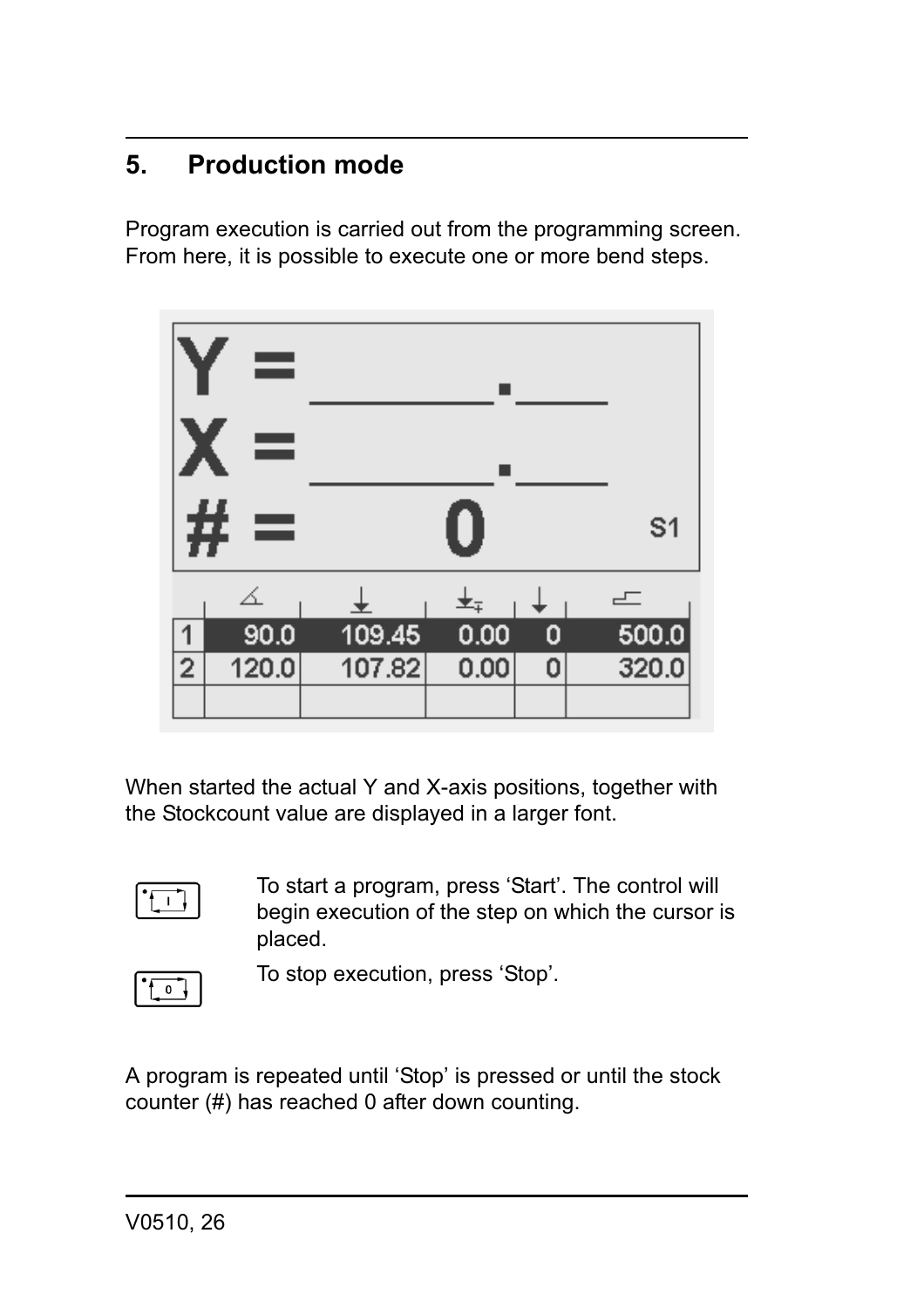# 5. Production mode

Program execution is carried out from the programming screen. From here, it is possible to execute one or more bend steps.

Y = ______.____

X = ______.____

# = 0 S1

| | ∡ | ↓ | ↓ | ↓ | ⊏ |
|---|---|---|---|---|---|
| 1 | 90.0 | 109.45 | 0.00 | 0 | 500.0 |
| 2 | 120.0 | 107.82 | 0.00 | 0 | 320.0 |
| | | | | | |

When started the actual Y and X-axis positions, together with the Stockcount value are displayed in a larger font.

To start a program, press 'Start'. The control will begin execution of the step on which the cursor is placed.

To stop execution, press 'Stop'.

A program is repeated until 'Stop' is pressed or until the stock counter (#) has reached 0 after down counting.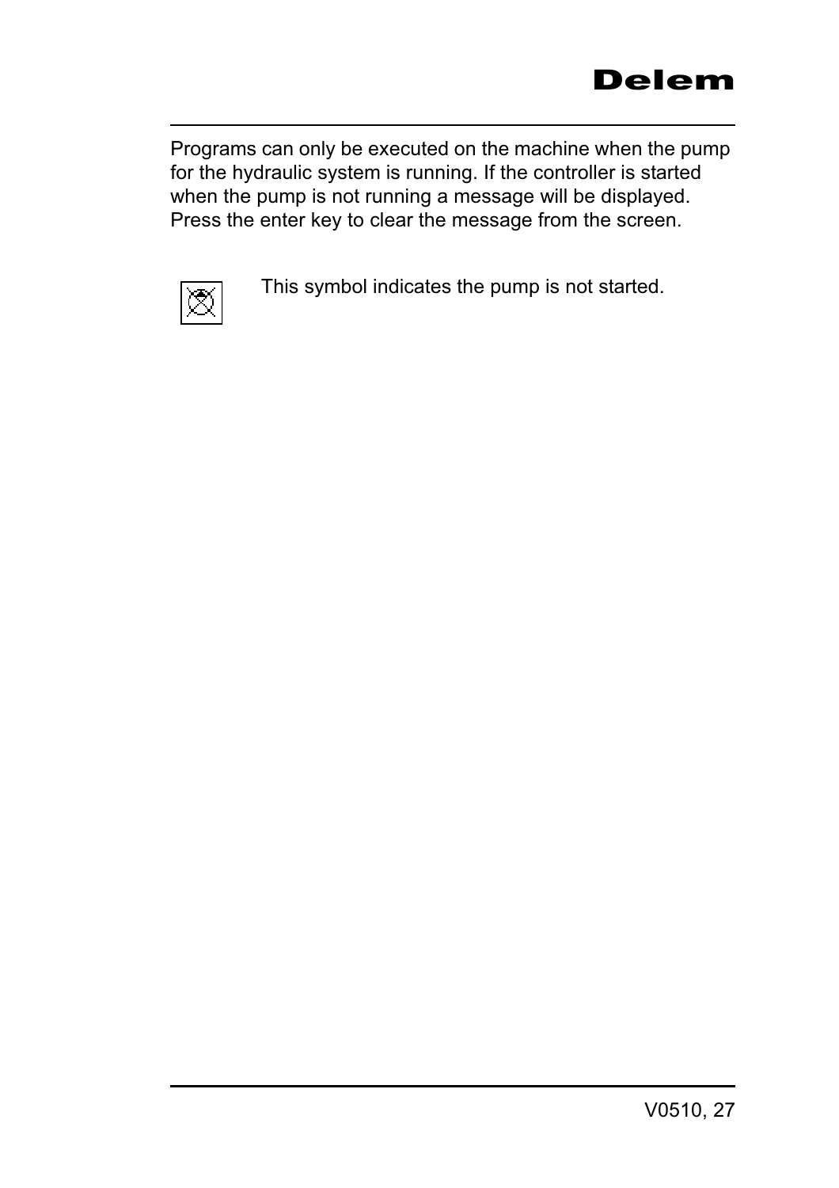Programs can only be executed on the machine when the pump for the hydraulic system is running. If the controller is started when the pump is not running a message will be displayed. Press the enter key to clear the message from the screen.

This symbol indicates the pump is not started.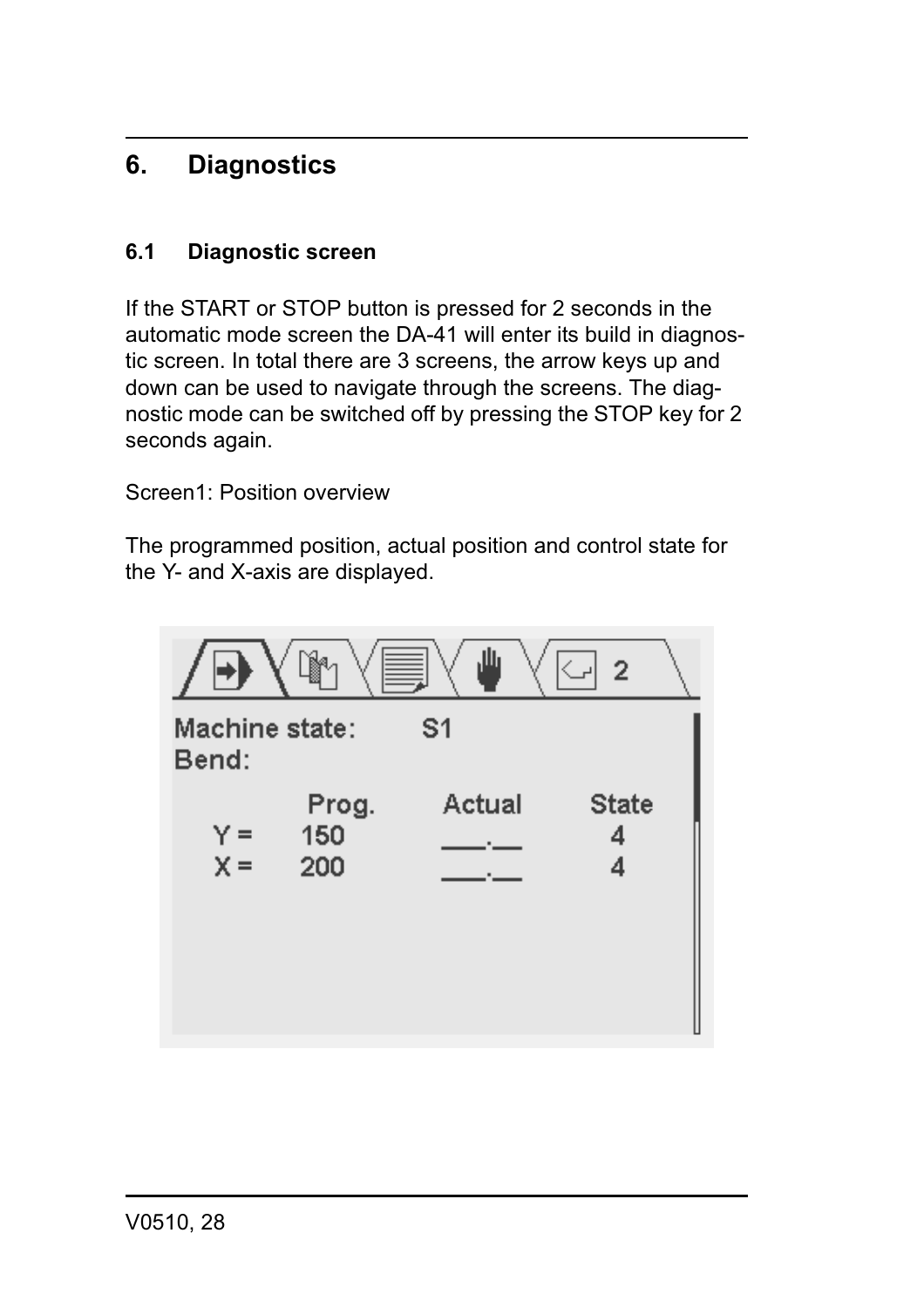# 6. Diagnostics

## 6.1 Diagnostic screen

If the START or STOP button is pressed for 2 seconds in the automatic mode screen the DA-41 will enter its build in diagnostic screen. In total there are 3 screens, the arrow keys up and down can be used to navigate through the screens. The diagnostic mode can be switched off by pressing the STOP key for 2 seconds again.

Screen1: Position overview

The programmed position, actual position and control state for the Y- and X-axis are displayed.

Machine state: S1
Bend:

| | Prog. | Actual | State |
|---|---|---|---|
| Y = | 150 | ___.__ | 4 |
| X = | 200 | ___.__ | 4 |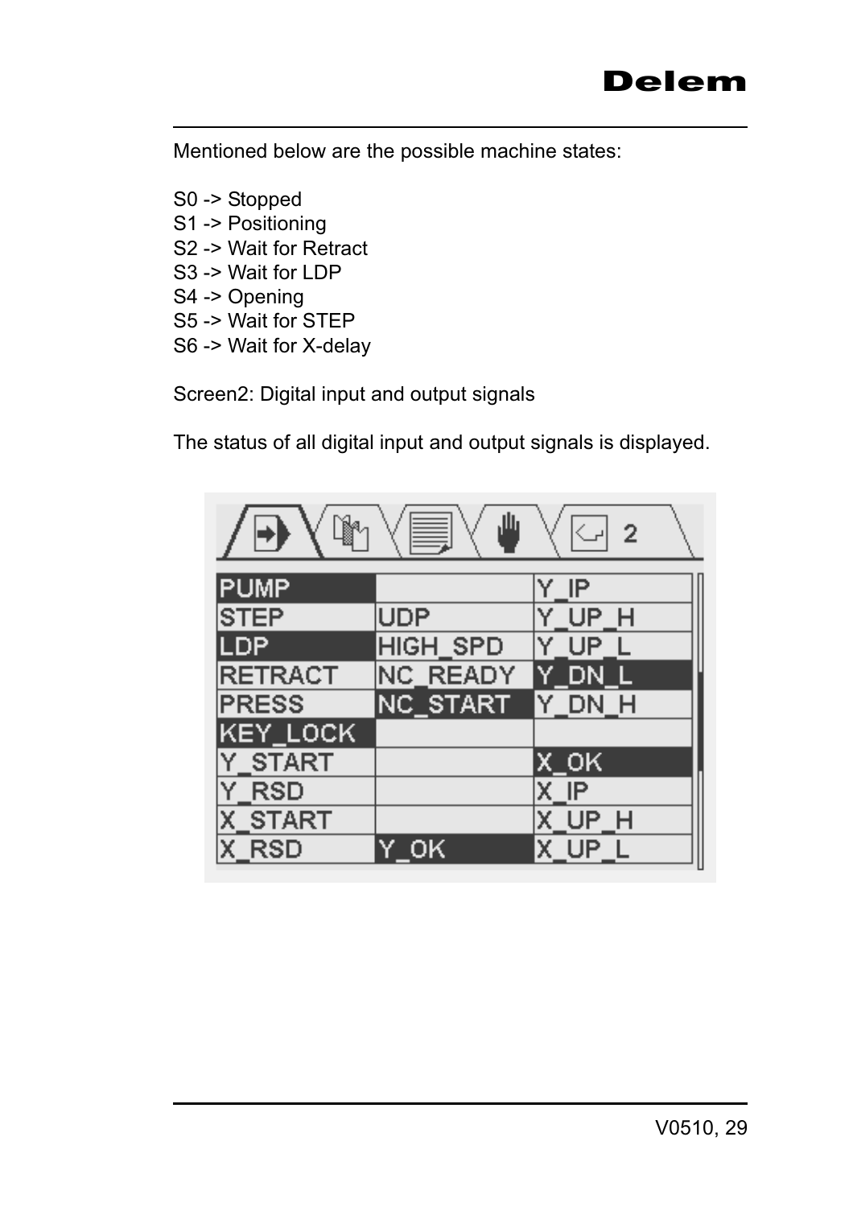Mentioned below are the possible machine states:

S0 -> Stopped
S1 -> Positioning
S2 -> Wait for Retract
S3 -> Wait for LDP
S4 -> Opening
S5 -> Wait for STEP
S6 -> Wait for X-delay

Screen2: Digital input and output signals

The status of all digital input and output signals is displayed.

| | | |
|---|---|---|
| PUMP | | Y_IP |
| STEP | UDP | Y_UP_H |
| LDP | HIGH_SPD | Y_UP_L |
| RETRACT | NC_READY | Y_DN_L |
| PRESS | NC_START | Y_DN_H |
| KEY_LOCK | | |
| Y_START | | X_OK |
| Y_RSD | | X_IP |
| X_START | | X_UP_H |
| X_RSD | Y_OK | X_UP_L |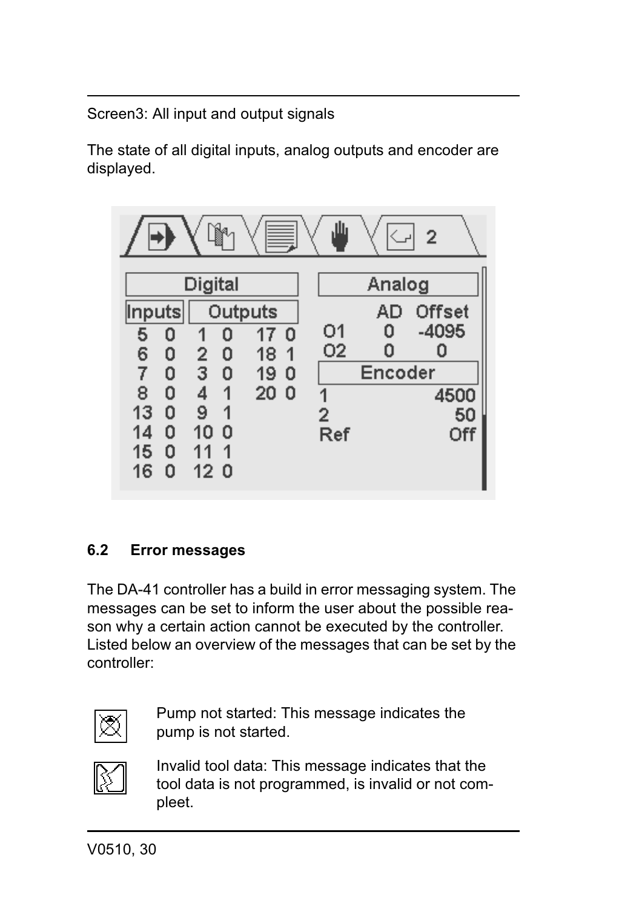Screen3: All input and output signals

The state of all digital inputs, analog outputs and encoder are displayed.

| Digital | | | | | | Analog | | |
|---|---|---|---|---|---|---|---|---|
| Inputs | | Outputs | | | | | AD | Offset |
| 5 | 0 | 1 | 0 | 17 | 0 | O1 | 0 | -4095 |
| 6 | 0 | 2 | 0 | 18 | 1 | O2 | 0 | 0 |
| 7 | 0 | 3 | 0 | 19 | 0 | Encoder | | |
| 8 | 0 | 4 | 1 | 20 | 0 | 1 | | 4500 |
| 13 | 0 | 9 | 1 | | | 2 | | 50 |
| 14 | 0 | 10 | 0 | | | Ref | | Off |
| 15 | 0 | 11 | 1 | | | | | |
| 16 | 0 | 12 | 0 | | | | | |

## 6.2 Error messages

The DA-41 controller has a build in error messaging system. The messages can be set to inform the user about the possible reason why a certain action cannot be executed by the controller. Listed below an overview of the messages that can be set by the controller:

Pump not started: This message indicates the pump is not started.

Invalid tool data: This message indicates that the tool data is not programmed, is invalid or not compleet.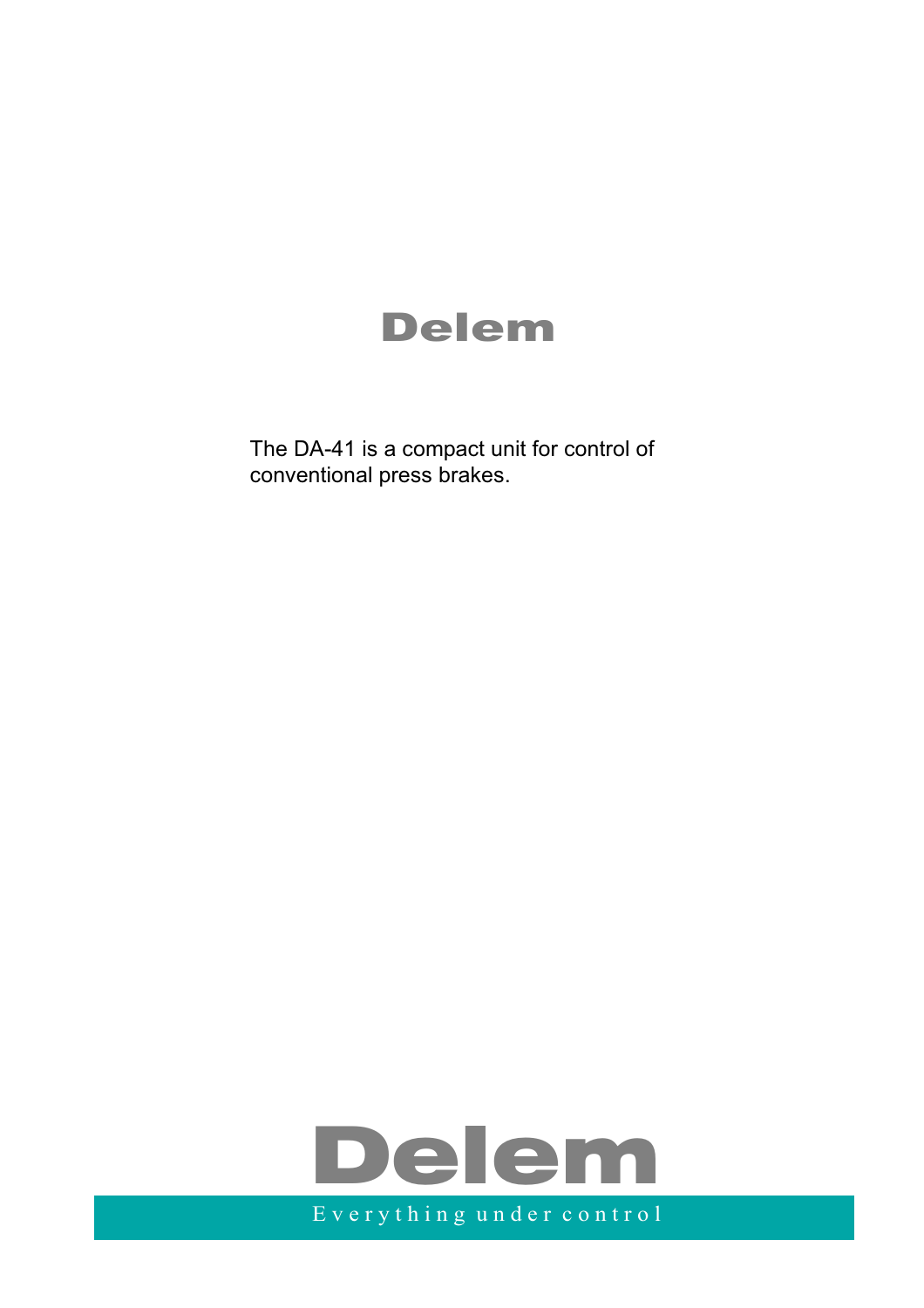Delem

The DA-41 is a compact unit for control of conventional press brakes.

Delem

Everything under control